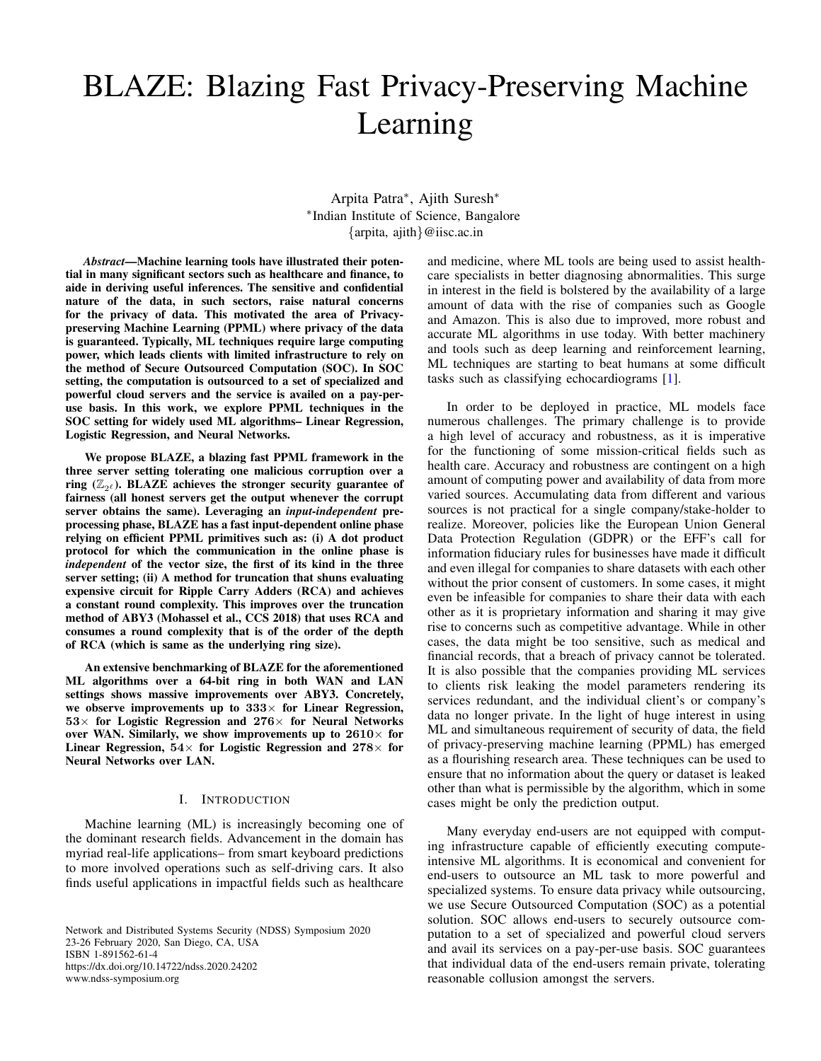# BLAZE: Blazing Fast Privacy-Preserving Machine Learning

Arpita Patra*, Ajith Suresh*
*Indian Institute of Science, Bangalore
{arpita, ajith}@iisc.ac.in

***Abstract*—Machine learning tools have illustrated their potential in many significant sectors such as healthcare and finance, to aide in deriving useful inferences. The sensitive and confidential nature of the data, in such sectors, raise natural concerns for the privacy of data. This motivated the area of Privacy-preserving Machine Learning (PPML) where privacy of the data is guaranteed. Typically, ML techniques require large computing power, which leads clients with limited infrastructure to rely on the method of Secure Outsourced Computation (SOC). In SOC setting, the computation is outsourced to a set of specialized and powerful cloud servers and the service is availed on a pay-per-use basis. In this work, we explore PPML techniques in the SOC setting for widely used ML algorithms– Linear Regression, Logistic Regression, and Neural Networks.**

**We propose BLAZE, a blazing fast PPML framework in the three server setting tolerating one malicious corruption over a ring ($\mathbb{Z}_{2^\ell}$). BLAZE achieves the stronger security guarantee of fairness (all honest servers get the output whenever the corrupt server obtains the same). Leveraging an *input-independent* preprocessing phase, BLAZE has a fast input-dependent online phase relying on efficient PPML primitives such as: (i) A dot product protocol for which the communication in the online phase is *independent* of the vector size, the first of its kind in the three server setting; (ii) A method for truncation that shuns evaluating expensive circuit for Ripple Carry Adders (RCA) and achieves a constant round complexity. This improves over the truncation method of ABY3 (Mohassel et al., CCS 2018) that uses RCA and consumes a round complexity that is of the order of the depth of RCA (which is same as the underlying ring size).**

**An extensive benchmarking of BLAZE for the aforementioned ML algorithms over a 64-bit ring in both WAN and LAN settings shows massive improvements over ABY3. Concretely, we observe improvements up to $333\times$ for Linear Regression, $53\times$ for Logistic Regression and $276\times$ for Neural Networks over WAN. Similarly, we show improvements up to $2610\times$ for Linear Regression, $54\times$ for Logistic Regression and $278\times$ for Neural Networks over LAN.**

## I. Introduction

Machine learning (ML) is increasingly becoming one of the dominant research fields. Advancement in the domain has myriad real-life applications– from smart keyboard predictions to more involved operations such as self-driving cars. It also finds useful applications in impactful fields such as healthcare and medicine, where ML tools are being used to assist health-care specialists in better diagnosing abnormalities. This surge in interest in the field is bolstered by the availability of a large amount of data with the rise of companies such as Google and Amazon. This is also due to improved, more robust and accurate ML algorithms in use today. With better machinery and tools such as deep learning and reinforcement learning, ML techniques are starting to beat humans at some difficult tasks such as classifying echocardiograms [1].

In order to be deployed in practice, ML models face numerous challenges. The primary challenge is to provide a high level of accuracy and robustness, as it is imperative for the functioning of some mission-critical fields such as health care. Accuracy and robustness are contingent on a high amount of computing power and availability of data from more varied sources. Accumulating data from different and various sources is not practical for a single company/stake-holder to realize. Moreover, policies like the European Union General Data Protection Regulation (GDPR) or the EFF's call for information fiduciary rules for businesses have made it difficult and even illegal for companies to share datasets with each other without the prior consent of customers. In some cases, it might even be infeasible for companies to share their data with each other as it is proprietary information and sharing it may give rise to concerns such as competitive advantage. While in other cases, the data might be too sensitive, such as medical and financial records, that a breach of privacy cannot be tolerated. It is also possible that the companies providing ML services to clients risk leaking the model parameters rendering its services redundant, and the individual client's or company's data no longer private. In the light of huge interest in using ML and simultaneous requirement of security of data, the field of privacy-preserving machine learning (PPML) has emerged as a flourishing research area. These techniques can be used to ensure that no information about the query or dataset is leaked other than what is permissible by the algorithm, which in some cases might be only the prediction output.

Many everyday end-users are not equipped with computing infrastructure capable of efficiently executing compute-intensive ML algorithms. It is economical and convenient for end-users to outsource an ML task to more powerful and specialized systems. To ensure data privacy while outsourcing, we use Secure Outsourced Computation (SOC) as a potential solution. SOC allows end-users to securely outsource computation to a set of specialized and powerful cloud servers and avail its services on a pay-per-use basis. SOC guarantees that individual data of the end-users remain private, tolerating reasonable collusion amongst the servers.

Network and Distributed Systems Security (NDSS) Symposium 2020
23-26 February 2020, San Diego, CA, USA
ISBN 1-891562-61-4
https://dx.doi.org/10.14722/ndss.2020.24202
www.ndss-symposium.org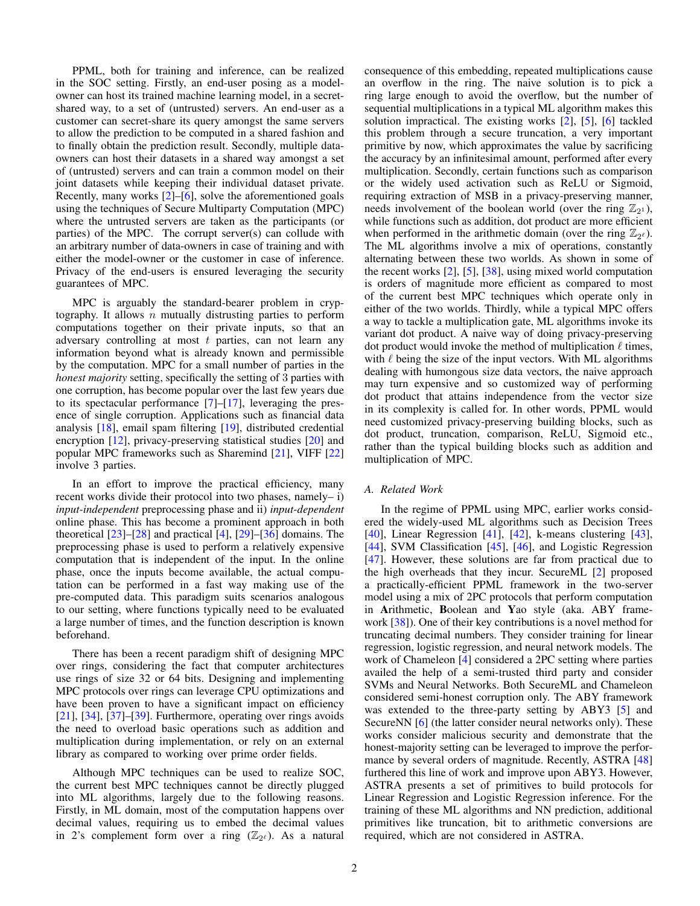PPML, both for training and inference, can be realized in the SOC setting. Firstly, an end-user posing as a model-owner can host its trained machine learning model, in a secret-shared way, to a set of (untrusted) servers. An end-user as a customer can secret-share its query amongst the same servers to allow the prediction to be computed in a shared fashion and to finally obtain the prediction result. Secondly, multiple data-owners can host their datasets in a shared way amongst a set of (untrusted) servers and can train a common model on their joint datasets while keeping their individual dataset private. Recently, many works [2]–[6], solve the aforementioned goals using the techniques of Secure Multiparty Computation (MPC) where the untrusted servers are taken as the participants (or parties) of the MPC. The corrupt server(s) can collude with an arbitrary number of data-owners in case of training and with either the model-owner or the customer in case of inference. Privacy of the end-users is ensured leveraging the security guarantees of MPC.

MPC is arguably the standard-bearer problem in cryptography. It allows $n$ mutually distrusting parties to perform computations together on their private inputs, so that an adversary controlling at most $t$ parties, can not learn any information beyond what is already known and permissible by the computation. MPC for a small number of parties in the *honest majority* setting, specifically the setting of 3 parties with one corruption, has become popular over the last few years due to its spectacular performance [7]–[17], leveraging the presence of single corruption. Applications such as financial data analysis [18], email spam filtering [19], distributed credential encryption [12], privacy-preserving statistical studies [20] and popular MPC frameworks such as Sharemind [21], VIFF [22] involve 3 parties.

In an effort to improve the practical efficiency, many recent works divide their protocol into two phases, namely– i) *input-independent* preprocessing phase and ii) *input-dependent* online phase. This has become a prominent approach in both theoretical [23]–[28] and practical [4], [29]–[36] domains. The preprocessing phase is used to perform a relatively expensive computation that is independent of the input. In the online phase, once the inputs become available, the actual computation can be performed in a fast way making use of the pre-computed data. This paradigm suits scenarios analogous to our setting, where functions typically need to be evaluated a large number of times, and the function description is known beforehand.

There has been a recent paradigm shift of designing MPC over rings, considering the fact that computer architectures use rings of size 32 or 64 bits. Designing and implementing MPC protocols over rings can leverage CPU optimizations and have been proven to have a significant impact on efficiency [21], [34], [37]–[39]. Furthermore, operating over rings avoids the need to overload basic operations such as addition and multiplication during implementation, or rely on an external library as compared to working over prime order fields.

Although MPC techniques can be used to realize SOC, the current best MPC techniques cannot be directly plugged into ML algorithms, largely due to the following reasons. Firstly, in ML domain, most of the computation happens over decimal values, requiring us to embed the decimal values in 2's complement form over a ring ($\mathbb{Z}_{2^\ell}$). As a natural consequence of this embedding, repeated multiplications cause an overflow in the ring. The naive solution is to pick a ring large enough to avoid the overflow, but the number of sequential multiplications in a typical ML algorithm makes this solution impractical. The existing works [2], [5], [6] tackled this problem through a secure truncation, a very important primitive by now, which approximates the value by sacrificing the accuracy by an infinitesimal amount, performed after every multiplication. Secondly, certain functions such as comparison or the widely used activation such as ReLU or Sigmoid, requiring extraction of MSB in a privacy-preserving manner, needs involvement of the boolean world (over the ring $\mathbb{Z}_{2^1}$), while functions such as addition, dot product are more efficient when performed in the arithmetic domain (over the ring $\mathbb{Z}_{2^\ell}$). The ML algorithms involve a mix of operations, constantly alternating between these two worlds. As shown in some of the recent works [2], [5], [38], using mixed world computation is orders of magnitude more efficient as compared to most of the current best MPC techniques which operate only in either of the two worlds. Thirdly, while a typical MPC offers a way to tackle a multiplication gate, ML algorithms invoke its variant dot product. A naive way of doing privacy-preserving dot product would invoke the method of multiplication $\ell$ times, with $\ell$ being the size of the input vectors. With ML algorithms dealing with humongous size data vectors, the naive approach may turn expensive and so customized way of performing dot product that attains independence from the vector size in its complexity is called for. In other words, PPML would need customized privacy-preserving building blocks, such as dot product, truncation, comparison, ReLU, Sigmoid etc., rather than the typical building blocks such as addition and multiplication of MPC.

### A. Related Work

In the regime of PPML using MPC, earlier works considered the widely-used ML algorithms such as Decision Trees [40], Linear Regression [41], [42], k-means clustering [43], [44], SVM Classification [45], [46], and Logistic Regression [47]. However, these solutions are far from practical due to the high overheads that they incur. SecureML [2] proposed a practically-efficient PPML framework in the two-server model using a mix of 2PC protocols that perform computation in **A**rithmetic, **B**oolean and **Y**ao style (aka. ABY framework [38]). One of their key contributions is a novel method for truncating decimal numbers. They consider training for linear regression, logistic regression, and neural network models. The work of Chameleon [4] considered a 2PC setting where parties availed the help of a semi-trusted third party and consider SVMs and Neural Networks. Both SecureML and Chameleon considered semi-honest corruption only. The ABY framework was extended to the three-party setting by ABY3 [5] and SecureNN [6] (the latter consider neural networks only). These works consider malicious security and demonstrate that the honest-majority setting can be leveraged to improve the performance by several orders of magnitude. Recently, ASTRA [48] furthered this line of work and improve upon ABY3. However, ASTRA presents a set of primitives to build protocols for Linear Regression and Logistic Regression inference. For the training of these ML algorithms and NN prediction, additional primitives like truncation, bit to arithmetic conversions are required, which are not considered in ASTRA.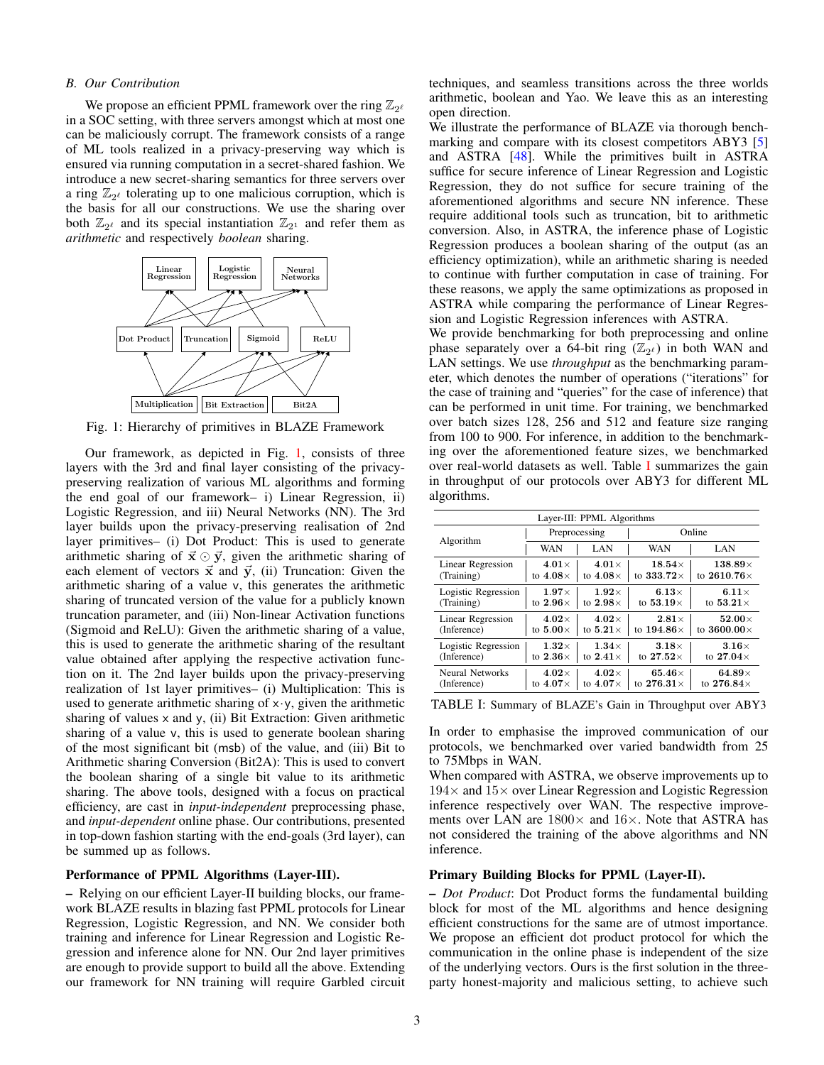### B. Our Contribution

We propose an efficient PPML framework over the ring $\mathbb{Z}_{2^\ell}$ in a SOC setting, with three servers amongst which at most one can be maliciously corrupt. The framework consists of a range of ML tools realized in a privacy-preserving way which is ensured via running computation in a secret-shared fashion. We introduce a new secret-sharing semantics for three servers over a ring $\mathbb{Z}_{2^\ell}$ tolerating up to one malicious corruption, which is the basis for all our constructions. We use the sharing over both $\mathbb{Z}_{2^\ell}$ and its special instantiation $\mathbb{Z}_{2^1}$ and refer them as *arithmetic* and respectively *boolean* sharing.

Fig. 1: Hierarchy of primitives in BLAZE Framework

Our framework, as depicted in Fig. 1, consists of three layers with the 3rd and final layer consisting of the privacy-preserving realization of various ML algorithms and forming the end goal of our framework– i) Linear Regression, ii) Logistic Regression, and iii) Neural Networks (NN). The 3rd layer builds upon the privacy-preserving realisation of 2nd layer primitives– (i) Dot Product: This is used to generate arithmetic sharing of $\vec{x} \odot \vec{y}$, given the arithmetic sharing of each element of vectors $\vec{x}$ and $\vec{y}$, (ii) Truncation: Given the arithmetic sharing of a value $\mathsf{v}$, this generates the arithmetic sharing of truncated version of the value for a publicly known truncation parameter, and (iii) Non-linear Activation functions (Sigmoid and ReLU): Given the arithmetic sharing of a value, this is used to generate the arithmetic sharing of the resultant value obtained after applying the respective activation function on it. The 2nd layer builds upon the privacy-preserving realization of 1st layer primitives– (i) Multiplication: This is used to generate arithmetic sharing of $\mathsf{x} \cdot \mathsf{y}$, given the arithmetic sharing of values $\mathsf{x}$ and $\mathsf{y}$, (ii) Bit Extraction: Given arithmetic sharing of a value $\mathsf{v}$, this is used to generate boolean sharing of the most significant bit ($\mathsf{msb}$) of the value, and (iii) Bit to Arithmetic Sharing Conversion (Bit2A): This is used to convert the boolean sharing of a single bit value to its arithmetic sharing. The above tools, designed with a focus on practical efficiency, are cast in *input-independent* preprocessing phase, and *input-dependent* online phase. Our contributions, presented in top-down fashion starting with the end-goals (3rd layer), can be summed up as follows.

**Performance of PPML Algorithms (Layer-III).**

– Relying on our efficient Layer-II building blocks, our framework BLAZE results in blazing fast PPML protocols for Linear Regression, Logistic Regression, and NN. We consider both training and inference for Linear Regression and Logistic Regression and inference alone for NN. Our 2nd layer primitives are enough to provide support to build all the above. Extending our framework for NN training will require Garbled circuit techniques, and seamless transitions across the three worlds arithmetic, boolean and Yao. We leave this as an interesting open direction.

We illustrate the performance of BLAZE via thorough benchmarking and compare with its closest competitors ABY3 [5] and ASTRA [48]. While the primitives built in ASTRA suffice for secure inference of Linear Regression and Logistic Regression, they do not suffice for secure training of the aforementioned algorithms and secure NN inference. These require additional tools such as truncation, bit to arithmetic conversion. Also, in ASTRA, the inference phase of Logistic Regression produces a boolean sharing of the output (as an efficiency optimization), while an arithmetic sharing is needed to continue with further computation in case of training. For these reasons, we apply the same optimizations as proposed in ASTRA while comparing the performance of Linear Regression and Logistic Regression inferences with ASTRA.

We provide benchmarking for both preprocessing and online phase separately over a 64-bit ring ($\mathbb{Z}_{2^\ell}$) in both WAN and LAN settings. We use *throughput* as the benchmarking parameter, which denotes the number of operations ("iterations" for the case of training and "queries" for the case of inference) that can be performed in unit time. For training, we benchmarked over batch sizes 128, 256 and 512 and feature size ranging from 100 to 900. For inference, in addition to the benchmarking over the aforementioned feature sizes, we benchmarked over real-world datasets as well. Table I summarizes the gain in throughput of our protocols over ABY3 for different ML algorithms.

| Layer-III: PPML Algorithms | | | | |
|---|---|---|---|---|
| Algorithm | Preprocessing | | Online | |
| | WAN | LAN | WAN | LAN |
| Linear Regression (Training) | **4.01×** to **4.08×** | **4.01×** to **4.08×** | **18.54×** to **333.72×** | **138.89×** to **2610.76×** |
| Logistic Regression (Training) | **1.97×** to **2.96×** | **1.92×** to **2.98×** | **6.13×** to **53.19×** | **6.11×** to **53.21×** |
| Linear Regression (Inference) | **4.02×** to **5.00×** | **4.02×** to **5.21×** | **2.81×** to **194.86×** | **52.00×** to **3600.00×** |
| Logistic Regression (Inference) | **1.32×** to **2.36×** | **1.34×** to **2.41×** | **3.18×** to **27.52×** | **3.16×** to **27.04×** |
| Neural Networks (Inference) | **4.02×** to **4.07×** | **4.02×** to **4.07×** | **65.46×** to **276.31×** | **64.89×** to **276.84×** |

TABLE I: Summary of BLAZE's Gain in Throughput over ABY3

In order to emphasise the improved communication of our protocols, we benchmarked over varied bandwidth from 25 to 75Mbps in WAN.

When compared with ASTRA, we observe improvements up to $194\times$ and $15\times$ over Linear Regression and Logistic Regression inference respectively over WAN. The respective improvements over LAN are $1800\times$ and $16\times$. Note that ASTRA has not considered the training of the above algorithms and NN inference.

**Primary Building Blocks for PPML (Layer-II).**

– *Dot Product*: Dot Product forms the fundamental building block for most of the ML algorithms and hence designing efficient constructions for the same are of utmost importance. We propose an efficient dot product protocol for which the communication in the online phase is independent of the size of the underlying vectors. Ours is the first solution in the three-party honest-majority and malicious setting, to achieve such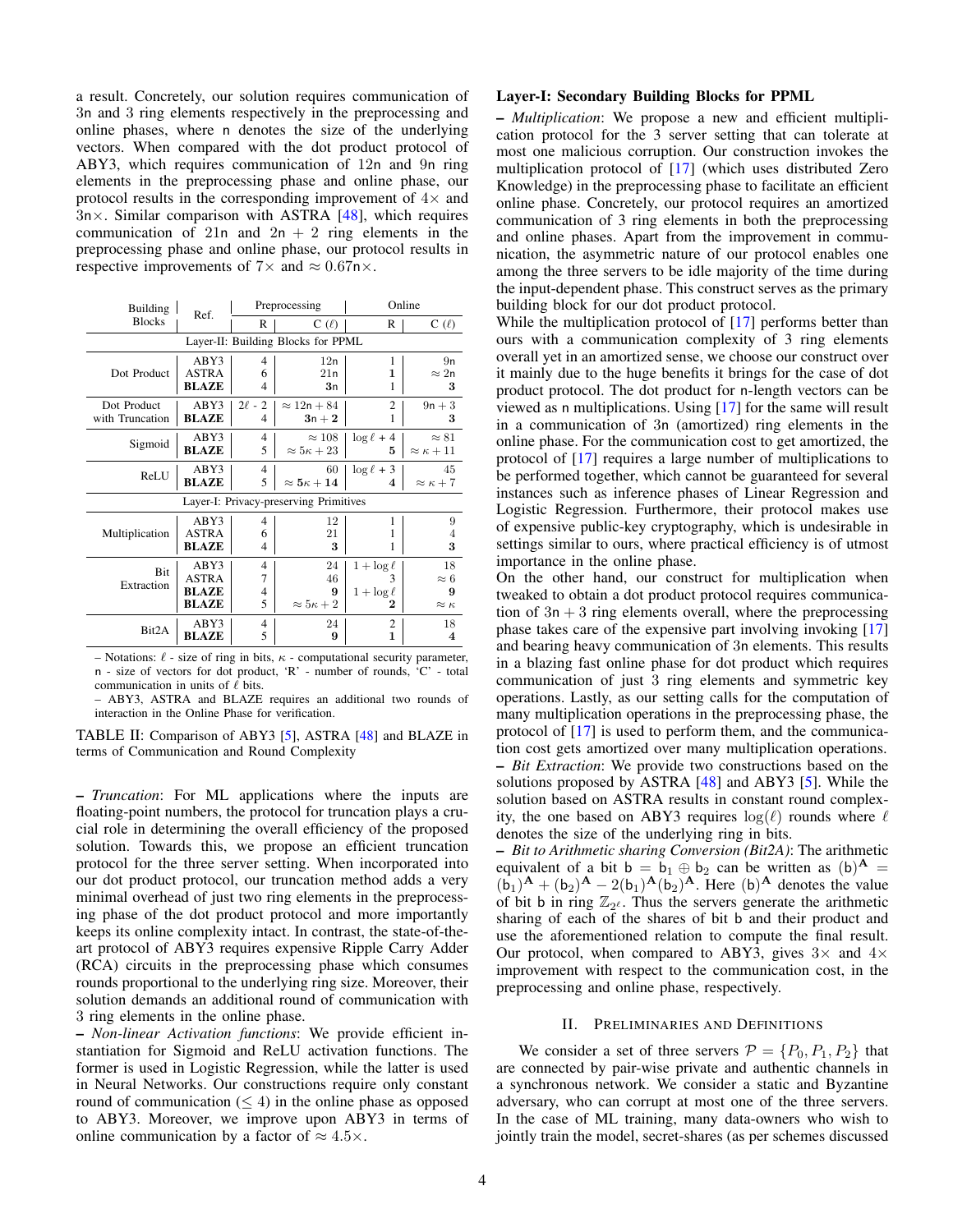a result. Concretely, our solution requires communication of $3\mathsf{n}$ and 3 ring elements respectively in the preprocessing and online phases, where $\mathsf{n}$ denotes the size of the underlying vectors. When compared with the dot product protocol of ABY3, which requires communication of $12\mathsf{n}$ and $9\mathsf{n}$ ring elements in the preprocessing phase and online phase, our protocol results in the corresponding improvement of $4\times$ and $3\mathsf{n}\times$. Similar comparison with ASTRA [48], which requires communication of $21\mathsf{n}$ and $2\mathsf{n} + 2$ ring elements in the preprocessing phase and online phase, our protocol results in respective improvements of $7\times$ and $\approx 0.67\mathsf{n}\times$.

| Building Blocks | Ref. | Preprocessing R | Preprocessing C ($\ell$) | Online R | Online C ($\ell$) |
|---|---|---|---|---|---|
| Layer-II: Building Blocks for PPML | | | | | |
| Dot Product | ABY3 | 4 | $12\mathsf{n}$ | 1 | $9\mathsf{n}$ |
| | ASTRA | 6 | $21\mathsf{n}$ | **1** | $\approx 2\mathsf{n}$ |
| | **BLAZE** | 4 | $\mathbf{3n}$ | 1 | **3** |
| Dot Product with Truncation | ABY3 | $2\ell$ - 2 | $\approx 12\mathsf{n} + 84$ | 2 | $9\mathsf{n} + 3$ |
| | **BLAZE** | 4 | $\mathbf{3n + 2}$ | 1 | **3** |
| Sigmoid | ABY3 | 4 | $\approx 108$ | $\log \ell + 4$ | $\approx 81$ |
| | **BLAZE** | 5 | $\approx 5\kappa + 23$ | **5** | $\approx \kappa + 11$ |
| ReLU | ABY3 | 4 | 60 | $\log \ell + 3$ | 45 |
| | **BLAZE** | 5 | $\approx \mathbf{5\kappa + 14}$ | **4** | $\approx \kappa + 7$ |
| Layer-I: Privacy-preserving Primitives | | | | | |
| Multiplication | ABY3 | 4 | 12 | 1 | 9 |
| | ASTRA | 6 | 21 | 1 | 4 |
| | **BLAZE** | 4 | **3** | 1 | **3** |
| Bit Extraction | ABY3 | 4 | 24 | $1 + \log \ell$ | 18 |
| | ASTRA | 7 | 46 | 3 | $\approx 6$ |
| | **BLAZE** | 4 | **9** | $1 + \log \ell$ | **9** |
| | **BLAZE** | 5 | $\approx 5\kappa + 2$ | **2** | $\approx \kappa$ |
| Bit2A | ABY3 | 4 | 24 | 2 | 18 |
| | **BLAZE** | 5 | **9** | **1** | **4** |

– Notations: $\ell$ - size of ring in bits, $\kappa$ - computational security parameter, $\mathsf{n}$ - size of vectors for dot product, 'R' - number of rounds, 'C' - total communication in units of $\ell$ bits.
– ABY3, ASTRA and BLAZE requires an additional two rounds of interaction in the Online Phase for verification.

TABLE II: Comparison of ABY3 [5], ASTRA [48] and BLAZE in terms of Communication and Round Complexity

– *Truncation*: For ML applications where the inputs are floating-point numbers, the protocol for truncation plays a crucial role in determining the overall efficiency of the proposed solution. Towards this, we propose an efficient truncation protocol for the three server setting. When incorporated into our dot product protocol, our truncation method adds a very minimal overhead of just two ring elements in the preprocessing phase of the dot product protocol and more importantly keeps its online complexity intact. In contrast, the state-of-the-art protocol of ABY3 requires expensive Ripple Carry Adder (RCA) circuits in the preprocessing phase which consumes rounds proportional to the underlying ring size. Moreover, their solution demands an additional round of communication with 3 ring elements in the online phase.

– *Non-linear Activation functions*: We provide efficient instantiation for Sigmoid and ReLU activation functions. The former is used in Logistic Regression, while the latter is used in Neural Networks. Our constructions require only constant round of communication ($\leq 4$) in the online phase as opposed to ABY3. Moreover, we improve upon ABY3 in terms of online communication by a factor of $\approx 4.5\times$.

### Layer-I: Secondary Building Blocks for PPML

– *Multiplication*: We propose a new and efficient multiplication protocol for the 3 server setting that can tolerate at most one malicious corruption. Our construction invokes the multiplication protocol of [17] (which uses distributed Zero Knowledge) in the preprocessing phase to facilitate an efficient online phase. Concretely, our protocol requires an amortized communication of 3 ring elements in both the preprocessing and online phases. Apart from the improvement in communication, the asymmetric nature of our protocol enables one among the three servers to be idle majority of the time during the input-dependent phase. This construct serves as the primary building block for our dot product protocol.

While the multiplication protocol of [17] performs better than ours with a communication complexity of 3 ring elements overall yet in an amortized sense, we choose our construct over it mainly due to the huge benefits it brings for the case of dot product protocol. The dot product for $\mathsf{n}$-length vectors can be viewed as $\mathsf{n}$ multiplications. Using [17] for the same will result in a communication of $3\mathsf{n}$ (amortized) ring elements in the online phase. For the communication cost to get amortized, the protocol of [17] requires a large number of multiplications to be performed together, which cannot be guaranteed for several instances such as inference phases of Linear Regression and Logistic Regression. Furthermore, their protocol makes use of expensive public-key cryptography, which is undesirable in settings similar to ours, where practical efficiency is of utmost importance in the online phase.

On the other hand, our construct for multiplication when tweaked to obtain a dot product protocol requires communication of $3\mathsf{n} + 3$ ring elements overall, where the preprocessing phase takes care of the expensive part involving invoking [17] and bearing heavy communication of $3\mathsf{n}$ elements. This results in a blazing fast online phase for dot product which requires communication of just 3 ring elements and symmetric key operations. Lastly, as our setting calls for the computation of many multiplication operations in the preprocessing phase, the protocol of [17] is used to perform them, and the communication cost gets amortized over many multiplication operations.

– *Bit Extraction*: We provide two constructions based on the solutions proposed by ASTRA [48] and ABY3 [5]. While the solution based on ASTRA results in constant round complexity, the one based on ABY3 requires $\log(\ell)$ rounds where $\ell$ denotes the size of the underlying ring in bits.

– *Bit to Arithmetic sharing Conversion (Bit2A)*: The arithmetic equivalent of a bit $\mathsf{b} = \mathsf{b}_1 \oplus \mathsf{b}_2$ can be written as $(\mathsf{b})^{\mathbf{A}} = (\mathsf{b}_1)^{\mathbf{A}} + (\mathsf{b}_2)^{\mathbf{A}} - 2(\mathsf{b}_1)^{\mathbf{A}}(\mathsf{b}_2)^{\mathbf{A}}$. Here $(\mathsf{b})^{\mathbf{A}}$ denotes the value of bit $\mathsf{b}$ in ring $\mathbb{Z}_{2^\ell}$. Thus the servers generate the arithmetic sharing of each of the shares of bit $\mathsf{b}$ and their product and use the aforementioned relation to compute the final result. Our protocol, when compared to ABY3, gives $3\times$ and $4\times$ improvement with respect to the communication cost, in the preprocessing and online phase, respectively.

## II. Preliminaries and Definitions

We consider a set of three servers $\mathcal{P} = \{P_0, P_1, P_2\}$ that are connected by pair-wise private and authentic channels in a synchronous network. We consider a static and Byzantine adversary, who can corrupt at most one of the three servers. In the case of ML training, many data-owners who wish to jointly train the model, secret-shares (as per schemes discussed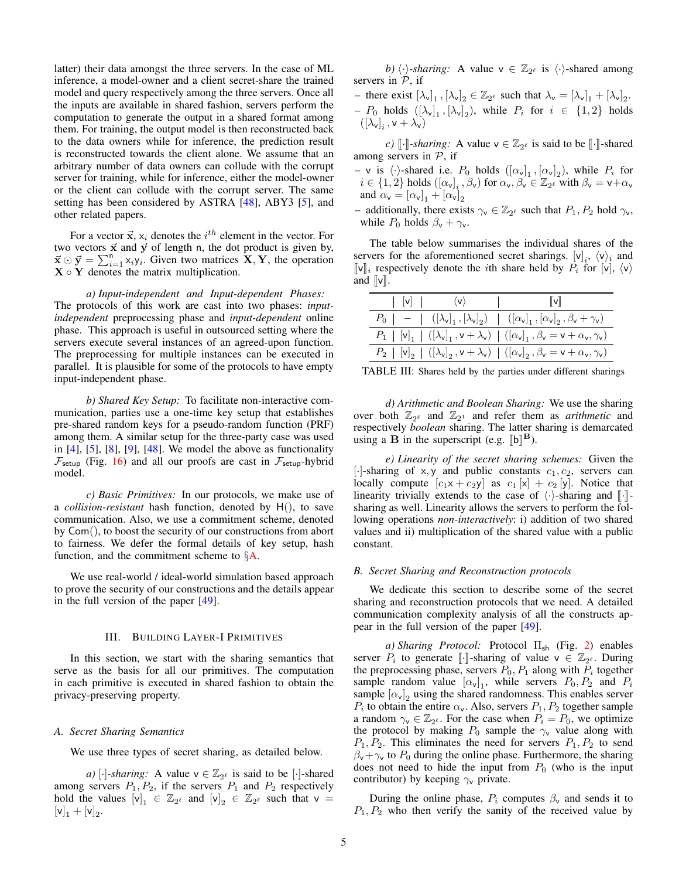latter) their data amongst the three servers. In the case of ML inference, a model-owner and a client secret-share the trained model and query respectively among the three servers. Once all the inputs are available in shared fashion, servers perform the computation to generate the output in a shared format among them. For training, the output model is then reconstructed back to the data owners while for inference, the prediction result is reconstructed towards the client alone. We assume that an arbitrary number of data owners can collude with the corrupt server for training, while for inference, either the model-owner or the client can collude with the corrupt server. The same setting has been considered by ASTRA [48], ABY3 [5], and other related papers.

For a vector $\vec{\mathsf{x}}$, $\mathsf{x}_i$ denotes the $i^{th}$ element in the vector. For two vectors $\vec{\mathsf{x}}$ and $\vec{\mathsf{y}}$ of length n, the dot product is given by, $\vec{\mathsf{x}} \odot \vec{\mathsf{y}} = \sum_{i=1}^{\mathsf{n}} \mathsf{x}_i \mathsf{y}_i$. Given two matrices $\mathbf{X}, \mathbf{Y}$, the operation $\mathbf{X} \circ \mathbf{Y}$ denotes the matrix multiplication.

*a) Input-independent and Input-dependent Phases:* The protocols of this work are cast into two phases: *input-independent* preprocessing phase and *input-dependent* online phase. This approach is useful in outsourced setting where the servers execute several instances of an agreed-upon function. The preprocessing for multiple instances can be executed in parallel. It is plausible for some of the protocols to have empty input-independent phase.

*b) Shared Key Setup:* To facilitate non-interactive communication, parties use a one-time key setup that establishes pre-shared random keys for a pseudo-random function (PRF) among them. A similar setup for the three-party case was used in [4], [5], [8], [9], [48]. We model the above as functionality $\mathcal{F}_{\mathsf{setup}}$ (Fig. 16) and all our proofs are cast in $\mathcal{F}_{\mathsf{setup}}$-hybrid model.

*c) Basic Primitives:* In our protocols, we make use of a *collision-resistant* hash function, denoted by $\mathsf{H}()$, to save communication. Also, we use a commitment scheme, denoted by $\mathsf{Com}()$, to boost the security of our constructions from abort to fairness. We defer the formal details of key setup, hash function, and the commitment scheme to §A.

We use real-world / ideal-world simulation based approach to prove the security of our constructions and the details appear in the full version of the paper [49].

## III. Building Layer-I Primitives

In this section, we start with the sharing semantics that serve as the basis for all our primitives. The computation in each primitive is executed in shared fashion to obtain the privacy-preserving property.

### A. Secret Sharing Semantics

We use three types of secret sharing, as detailed below.

*a) $[\cdot]$-sharing:* A value $\mathsf{v} \in \mathbb{Z}_{2^\ell}$ is said to be $[\cdot]$-shared among servers $P_1, P_2$, if the servers $P_1$ and $P_2$ respectively hold the values $[\mathsf{v}]_1 \in \mathbb{Z}_{2^\ell}$ and $[\mathsf{v}]_2 \in \mathbb{Z}_{2^\ell}$ such that $\mathsf{v} = [\mathsf{v}]_1 + [\mathsf{v}]_2$.

*b) $\langle\cdot\rangle$-sharing:* A value $\mathsf{v} \in \mathbb{Z}_{2^\ell}$ is $\langle\cdot\rangle$-shared among servers in $\mathcal{P}$, if

– there exist $[\lambda_{\mathsf{v}}]_1, [\lambda_{\mathsf{v}}]_2 \in \mathbb{Z}_{2^\ell}$ such that $\lambda_{\mathsf{v}} = [\lambda_{\mathsf{v}}]_1 + [\lambda_{\mathsf{v}}]_2$.

– $P_0$ holds $([\lambda_{\mathsf{v}}]_1, [\lambda_{\mathsf{v}}]_2)$, while $P_i$ for $i \in \{1, 2\}$ holds $([\lambda_{\mathsf{v}}]_i, \mathsf{v} + \lambda_{\mathsf{v}})$

*c) $[\![\cdot]\!]$-sharing:* A value $\mathsf{v} \in \mathbb{Z}_{2^\ell}$ is said to be $[\![\cdot]\!]$-shared among servers in $\mathcal{P}$, if

– $\mathsf{v}$ is $\langle\cdot\rangle$-shared i.e. $P_0$ holds $([\alpha_{\mathsf{v}}]_1, [\alpha_{\mathsf{v}}]_2)$, while $P_i$ for $i \in \{1, 2\}$ holds $([\alpha_{\mathsf{v}}]_i, \beta_{\mathsf{v}})$ for $\alpha_{\mathsf{v}}, \beta_{\mathsf{v}} \in \mathbb{Z}_{2^\ell}$ with $\beta_{\mathsf{v}} = \mathsf{v} + \alpha_{\mathsf{v}}$ and $\alpha_{\mathsf{v}} = [\alpha_{\mathsf{v}}]_1 + [\alpha_{\mathsf{v}}]_2$

– additionally, there exists $\gamma_{\mathsf{v}} \in \mathbb{Z}_{2^\ell}$ such that $P_1, P_2$ hold $\gamma_{\mathsf{v}}$, while $P_0$ holds $\beta_{\mathsf{v}} + \gamma_{\mathsf{v}}$.

The table below summarises the individual shares of the servers for the aforementioned secret sharings. $[\mathsf{v}]_i$, $\langle\mathsf{v}\rangle_i$ and $[\![\mathsf{v}]\!]_i$ respectively denote the $i$th share held by $P_i$ for $[\mathsf{v}]$, $\langle\mathsf{v}\rangle$ and $[\![\mathsf{v}]\!]$.

| | $[\mathsf{v}]$ | $\langle\mathsf{v}\rangle$ | $[\![\mathsf{v}]\!]$ |
|---|---|---|---|
| $P_0$ | $-$ | $([\lambda_{\mathsf{v}}]_1, [\lambda_{\mathsf{v}}]_2)$ | $([\alpha_{\mathsf{v}}]_1, [\alpha_{\mathsf{v}}]_2, \beta_{\mathsf{v}} + \gamma_{\mathsf{v}})$ |
| $P_1$ | $[\mathsf{v}]_1$ | $([\lambda_{\mathsf{v}}]_1, \mathsf{v} + \lambda_{\mathsf{v}})$ | $([\alpha_{\mathsf{v}}]_1, \beta_{\mathsf{v}} = \mathsf{v} + \alpha_{\mathsf{v}}, \gamma_{\mathsf{v}})$ |
| $P_2$ | $[\mathsf{v}]_2$ | $([\lambda_{\mathsf{v}}]_2, \mathsf{v} + \lambda_{\mathsf{v}})$ | $([\alpha_{\mathsf{v}}]_2, \beta_{\mathsf{v}} = \mathsf{v} + \alpha_{\mathsf{v}}, \gamma_{\mathsf{v}})$ |

TABLE III: Shares held by the parties under different sharings

*d) Arithmetic and Boolean Sharing:* We use the sharing over both $\mathbb{Z}_{2^\ell}$ and $\mathbb{Z}_{2^1}$ and refer them as *arithmetic* and respectively *boolean* sharing. The latter sharing is demarcated using a $\mathbf{B}$ in the superscript (e.g. $[\![\mathsf{b}]\!]^{\mathbf{B}}$).

*e) Linearity of the secret sharing schemes:* Given the $[\cdot]$-sharing of $\mathsf{x}, \mathsf{y}$ and public constants $c_1, c_2$, servers can locally compute $[c_1\mathsf{x} + c_2\mathsf{y}]$ as $c_1[\mathsf{x}] + c_2[\mathsf{y}]$. Notice that linearity trivially extends to the case of $\langle\cdot\rangle$-sharing and $[\![\cdot]\!]$-sharing as well. Linearity allows the servers to perform the following operations *non-interactively*: i) addition of two shared values and ii) multiplication of the shared value with a public constant.

### B. Secret Sharing and Reconstruction protocols

We dedicate this section to describe some of the secret sharing and reconstruction protocols that we need. A detailed communication complexity analysis of all the constructs appear in the full version of the paper [49].

*a) Sharing Protocol:* Protocol $\Pi_{\mathsf{sh}}$ (Fig. 2) enables server $P_i$ to generate $[\![\cdot]\!]$-sharing of value $\mathsf{v} \in \mathbb{Z}_{2^\ell}$. During the preprocessing phase, servers $P_0, P_1$ along with $P_i$ together sample random value $[\alpha_{\mathsf{v}}]_1$, while servers $P_0, P_2$ and $P_i$ sample $[\alpha_{\mathsf{v}}]_2$ using the shared randomness. This enables server $P_i$ to obtain the entire $\alpha_{\mathsf{v}}$. Also, servers $P_1, P_2$ together sample a random $\gamma_{\mathsf{v}} \in \mathbb{Z}_{2^\ell}$. For the case when $P_i = P_0$, we optimize the protocol by making $P_0$ sample the $\gamma_{\mathsf{v}}$ value along with $P_1, P_2$. This eliminates the need for servers $P_1, P_2$ to send $\beta_{\mathsf{v}} + \gamma_{\mathsf{v}}$ to $P_0$ during the online phase. Furthermore, the sharing does not need to hide the input from $P_0$ (who is the input contributor) by keeping $\gamma_{\mathsf{v}}$ private.

During the online phase, $P_i$ computes $\beta_{\mathsf{v}}$ and sends it to $P_1, P_2$ who then verify the sanity of the received value by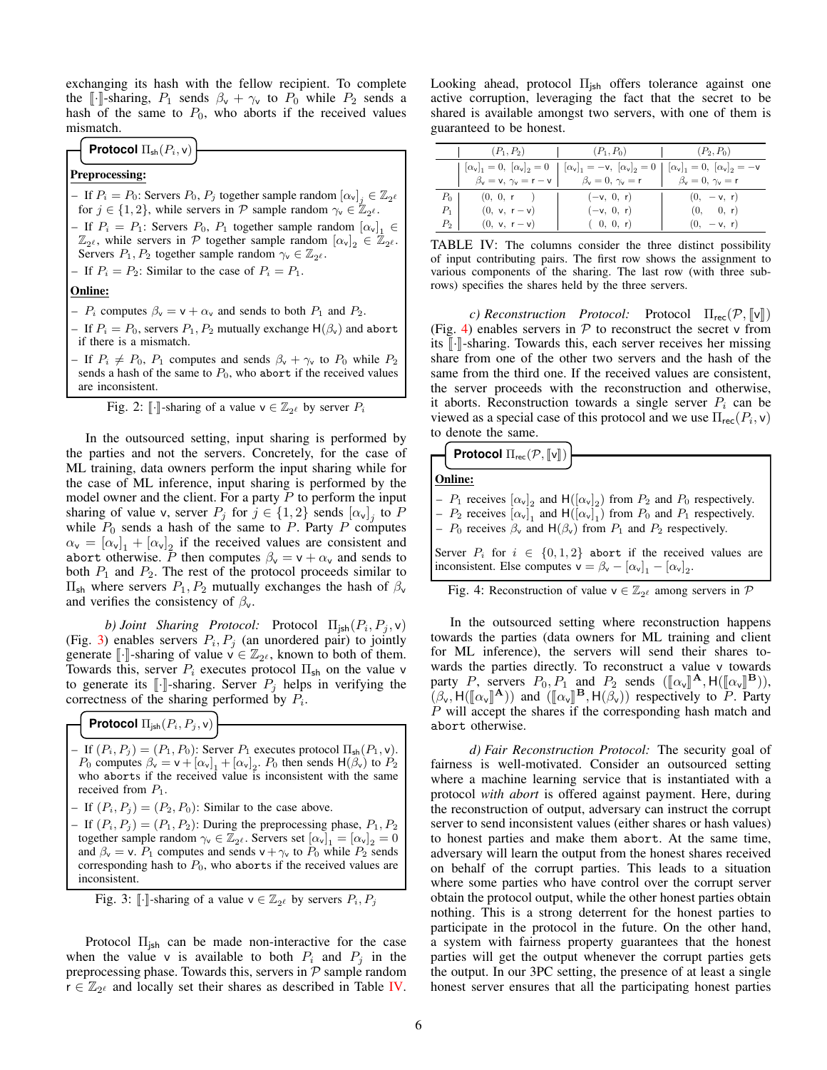exchanging its hash with the fellow recipient. To complete the $[\![\cdot]\!]$-sharing, $P_1$ sends $\beta_{\mathsf{v}} + \gamma_{\mathsf{v}}$ to $P_0$ while $P_2$ sends a hash of the same to $P_0$, who aborts if the received values mismatch.

**Protocol $\Pi_{\mathsf{sh}}(P_i, \mathsf{v})$**

**Preprocessing:**

- If $P_i = P_0$: Servers $P_0, P_j$ together sample random $[\alpha_{\mathsf{v}}]_j \in \mathbb{Z}_{2^\ell}$ for $j \in \{1, 2\}$, while servers in $\mathcal{P}$ sample random $\gamma_{\mathsf{v}} \in \mathbb{Z}_{2^\ell}$.
- If $P_i = P_1$: Servers $P_0, P_1$ together sample random $[\alpha_{\mathsf{v}}]_1 \in \mathbb{Z}_{2^\ell}$, while servers in $\mathcal{P}$ together sample random $[\alpha_{\mathsf{v}}]_2 \in \mathbb{Z}_{2^\ell}$. Servers $P_1, P_2$ together sample random $\gamma_{\mathsf{v}} \in \mathbb{Z}_{2^\ell}$.
- If $P_i = P_2$: Similar to the case of $P_i = P_1$.

**Online:**

- $P_i$ computes $\beta_{\mathsf{v}} = \mathsf{v} + \alpha_{\mathsf{v}}$ and sends to both $P_1$ and $P_2$.
- If $P_i = P_0$, servers $P_1, P_2$ mutually exchange $\mathsf{H}(\beta_{\mathsf{v}})$ and `abort` if there is a mismatch.
- If $P_i \neq P_0$, $P_1$ computes and sends $\beta_{\mathsf{v}} + \gamma_{\mathsf{v}}$ to $P_0$ while $P_2$ sends a hash of the same to $P_0$, who `abort` if the received values are inconsistent.

Fig. 2: $[\![\cdot]\!]$-sharing of a value $\mathsf{v} \in \mathbb{Z}_{2^\ell}$ by server $P_i$

In the outsourced setting, input sharing is performed by the parties and not the servers. Concretely, for the case of ML training, data owners perform the input sharing while for the case of ML inference, input sharing is performed by the model owner and the client. For a party $P$ to perform the input sharing of value $\mathsf{v}$, server $P_j$ for $j \in \{1, 2\}$ sends $[\alpha_{\mathsf{v}}]_j$ to $P$ while $P_0$ sends a hash of the same to $P$. Party $P$ computes $\alpha_{\mathsf{v}} = [\alpha_{\mathsf{v}}]_1 + [\alpha_{\mathsf{v}}]_2$ if the received values are consistent and `abort` otherwise. $P$ then computes $\beta_{\mathsf{v}} = \mathsf{v} + \alpha_{\mathsf{v}}$ and sends to both $P_1$ and $P_2$. The rest of the protocol proceeds similar to $\Pi_{\mathsf{sh}}$ where servers $P_1, P_2$ mutually exchanges the hash of $\beta_{\mathsf{v}}$ and verifies the consistency of $\beta_{\mathsf{v}}$.

*b) Joint Sharing Protocol:* Protocol $\Pi_{\mathsf{jsh}}(P_i, P_j, \mathsf{v})$ (Fig. 3) enables servers $P_i, P_j$ (an unordered pair) to jointly generate $[\![\cdot]\!]$-sharing of value $\mathsf{v} \in \mathbb{Z}_{2^\ell}$, known to both of them. Towards this, server $P_i$ executes protocol $\Pi_{\mathsf{sh}}$ on the value $\mathsf{v}$ to generate its $[\![\cdot]\!]$-sharing. Server $P_j$ helps in verifying the correctness of the sharing performed by $P_i$.

**Protocol $\Pi_{\mathsf{jsh}}(P_i, P_j, \mathsf{v})$**

- If $(P_i, P_j) = (P_1, P_0)$: Server $P_1$ executes protocol $\Pi_{\mathsf{sh}}(P_1, \mathsf{v})$. $P_0$ computes $\beta_{\mathsf{v}} = \mathsf{v} + [\alpha_{\mathsf{v}}]_1 + [\alpha_{\mathsf{v}}]_2$. $P_0$ then sends $\mathsf{H}(\beta_{\mathsf{v}})$ to $P_2$ who `abort`s if the received value is inconsistent with the same received from $P_1$.
- If $(P_i, P_j) = (P_2, P_0)$: Similar to the case above.
- If $(P_i, P_j) = (P_1, P_2)$: During the preprocessing phase, $P_1, P_2$ together sample random $\gamma_{\mathsf{v}} \in \mathbb{Z}_{2^\ell}$. Servers set $[\alpha_{\mathsf{v}}]_1 = [\alpha_{\mathsf{v}}]_2 = 0$ and $\beta_{\mathsf{v}} = \mathsf{v}$. $P_1$ computes and sends $\mathsf{v} + \gamma_{\mathsf{v}}$ to $P_0$ while $P_2$ sends corresponding hash to $P_0$, who `abort`s if the received values are inconsistent.

Fig. 3: $[\![\cdot]\!]$-sharing of a value $\mathsf{v} \in \mathbb{Z}_{2^\ell}$ by servers $P_i, P_j$

Protocol $\Pi_{\mathsf{jsh}}$ can be made non-interactive for the case when the value $\mathsf{v}$ is available to both $P_i$ and $P_j$ in the preprocessing phase. Towards this, servers in $\mathcal{P}$ sample random $\mathsf{r} \in \mathbb{Z}_{2^\ell}$ and locally set their shares as described in Table IV. Looking ahead, protocol $\Pi_{\mathsf{jsh}}$ offers tolerance against one active corruption, leveraging the fact that the secret to be shared is available amongst two servers, with one of them is guaranteed to be honest.

| | $(P_1, P_2)$ | $(P_1, P_0)$ | $(P_2, P_0)$ |
|---|---|---|---|
| | $[\alpha_{\mathsf{v}}]_1 = 0,\ [\alpha_{\mathsf{v}}]_2 = 0$ <br> $\beta_{\mathsf{v}} = \mathsf{v},\ \gamma_{\mathsf{v}} = \mathsf{r} - \mathsf{v}$ | $[\alpha_{\mathsf{v}}]_1 = -\mathsf{v},\ [\alpha_{\mathsf{v}}]_2 = 0$ <br> $\beta_{\mathsf{v}} = 0,\ \gamma_{\mathsf{v}} = \mathsf{r}$ | $[\alpha_{\mathsf{v}}]_1 = 0,\ [\alpha_{\mathsf{v}}]_2 = -\mathsf{v}$ <br> $\beta_{\mathsf{v}} = 0,\ \gamma_{\mathsf{v}} = \mathsf{r}$ |
| $P_0$ | $(0,\ 0,\ \mathsf{r})$ | $(-\mathsf{v},\ 0,\ \mathsf{r})$ | $(0,\ -\mathsf{v},\ \mathsf{r})$ |
| $P_1$ | $(0,\ \mathsf{v},\ \mathsf{r} - \mathsf{v})$ | $(-\mathsf{v},\ 0,\ \mathsf{r})$ | $(0,\ 0,\ \mathsf{r})$ |
| $P_2$ | $(0,\ \mathsf{v},\ \mathsf{r} - \mathsf{v})$ | $(0,\ 0,\ \mathsf{r})$ | $(0,\ -\mathsf{v},\ \mathsf{r})$ |

TABLE IV: The columns consider the three distinct possibility of input contributing pairs. The first row shows the assignment to various components of the sharing. The last row (with three sub-rows) specifies the shares held by the three servers.

*c) Reconstruction Protocol:* Protocol $\Pi_{\mathsf{rec}}(\mathcal{P}, [\![\mathsf{v}]\!])$ (Fig. 4) enables servers in $\mathcal{P}$ to reconstruct the secret $\mathsf{v}$ from its $[\![\cdot]\!]$-sharing. Towards this, each server receives her missing share from one of the other two servers and the hash of the same from the third one. If the received values are consistent, the server proceeds with the reconstruction and otherwise, it aborts. Reconstruction towards a single server $P_i$ can be viewed as a special case of this protocol and we use $\Pi_{\mathsf{rec}}(P_i, \mathsf{v})$ to denote the same.

**Protocol $\Pi_{\mathsf{rec}}(\mathcal{P}, [\![\mathsf{v}]\!])$**

**Online:**

- $P_1$ receives $[\alpha_{\mathsf{v}}]_2$ and $\mathsf{H}([\alpha_{\mathsf{v}}]_2)$ from $P_2$ and $P_0$ respectively.
- $P_2$ receives $[\alpha_{\mathsf{v}}]_1$ and $\mathsf{H}([\alpha_{\mathsf{v}}]_1)$ from $P_0$ and $P_1$ respectively.
- $P_0$ receives $\beta_{\mathsf{v}}$ and $\mathsf{H}(\beta_{\mathsf{v}})$ from $P_1$ and $P_2$ respectively.

Server $P_i$ for $i \in \{0, 1, 2\}$ `abort` if the received values are inconsistent. Else computes $\mathsf{v} = \beta_{\mathsf{v}} - [\alpha_{\mathsf{v}}]_1 - [\alpha_{\mathsf{v}}]_2$.

Fig. 4: Reconstruction of value $\mathsf{v} \in \mathbb{Z}_{2^\ell}$ among servers in $\mathcal{P}$

In the outsourced setting where reconstruction happens towards the parties (data owners for ML training and client for ML inference), the servers will send their shares towards the parties directly. To reconstruct a value $\mathsf{v}$ towards party $P$, servers $P_0, P_1$ and $P_2$ sends $([\![\alpha_{\mathsf{v}}]\!]^{\mathbf{A}}, \mathsf{H}([\![\alpha_{\mathsf{v}}]\!]^{\mathbf{B}}))$, $(\beta_{\mathsf{v}}, \mathsf{H}([\![\alpha_{\mathsf{v}}]\!]^{\mathbf{A}}))$ and $([\![\alpha_{\mathsf{v}}]\!]^{\mathbf{B}}, \mathsf{H}(\beta_{\mathsf{v}}))$ respectively to $P$. Party $P$ will accept the shares if the corresponding hash match and `abort` otherwise.

*d) Fair Reconstruction Protocol:* The security goal of fairness is well-motivated. Consider an outsourced setting where a machine learning service that is instantiated with a protocol *with abort* is offered against payment. Here, during the reconstruction of output, adversary can instruct the corrupt server to send inconsistent values (either shares or hash values) to honest parties and make them `abort`. At the same time, adversary will learn the output from the honest shares received on behalf of the corrupt parties. This leads to a situation where some parties who have control over the corrupt server obtain the protocol output, while the other honest parties obtain nothing. This is a strong deterrent for the honest parties to participate in the protocol in the future. On the other hand, a system with fairness property guarantees that the honest parties will get the output whenever the corrupt parties gets the output. In our 3PC setting, the presence of at least a single honest server ensures that all the participating honest parties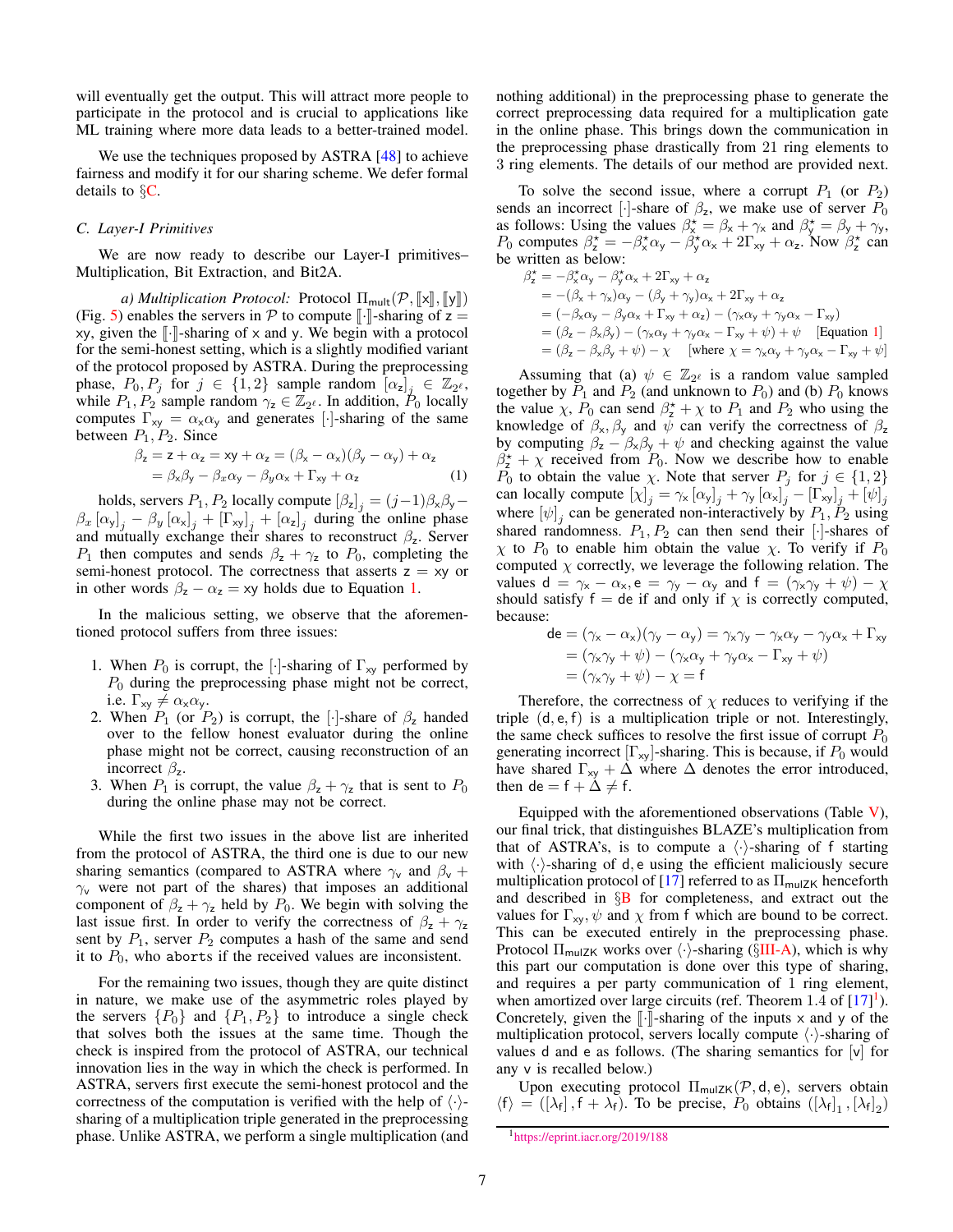will eventually get the output. This will attract more people to participate in the protocol and is crucial to applications like ML training where more data leads to a better-trained model.

We use the techniques proposed by ASTRA [48] to achieve fairness and modify it for our sharing scheme. We defer formal details to §C.

### C. Layer-I Primitives

We are now ready to describe our Layer-I primitives– Multiplication, Bit Extraction, and Bit2A.

*a) Multiplication Protocol:* Protocol $\Pi_{\mathsf{mult}}(\mathcal{P}, [\![\mathsf{x}]\!], [\![\mathsf{y}]\!])$ (Fig. 5) enables the servers in $\mathcal{P}$ to compute $[\![\cdot]\!]$-sharing of $\mathsf{z} = \mathsf{x}\mathsf{y}$, given the $[\![\cdot]\!]$-sharing of $\mathsf{x}$ and $\mathsf{y}$. We begin with a protocol for the semi-honest setting, which is a slightly modified variant of the protocol proposed by ASTRA. During the preprocessing phase, $P_0, P_j$ for $j \in \{1,2\}$ sample random $[\alpha_{\mathsf{z}}]_j \in \mathbb{Z}_{2^\ell}$, while $P_1, P_2$ sample random $\gamma_{\mathsf{z}} \in \mathbb{Z}_{2^\ell}$. In addition, $P_0$ locally computes $\Gamma_{\mathsf{xy}} = \alpha_{\mathsf{x}}\alpha_{\mathsf{y}}$ and generates $[\cdot]$-sharing of the same between $P_1, P_2$. Since

$$
\begin{aligned}
\beta_{\mathsf{z}} &= \mathsf{z} + \alpha_{\mathsf{z}} = \mathsf{x}\mathsf{y} + \alpha_{\mathsf{z}} = (\beta_{\mathsf{x}} - \alpha_{\mathsf{x}})(\beta_{\mathsf{y}} - \alpha_{\mathsf{y}}) + \alpha_{\mathsf{z}} \\
&= \beta_{\mathsf{x}}\beta_{\mathsf{y}} - \beta_{\mathsf{x}}\alpha_{\mathsf{y}} - \beta_{\mathsf{y}}\alpha_{\mathsf{x}} + \Gamma_{\mathsf{xy}} + \alpha_{\mathsf{z}} \qquad (1)
\end{aligned}
$$

holds, servers $P_1, P_2$ locally compute $[\beta_{\mathsf{z}}]_j = (j-1)\beta_{\mathsf{x}}\beta_{\mathsf{y}} - \beta_x [\alpha_{\mathsf{y}}]_j - \beta_y [\alpha_{\mathsf{x}}]_j + [\Gamma_{\mathsf{xy}}]_j + [\alpha_{\mathsf{z}}]_j$ during the online phase and mutually exchange their shares to reconstruct $\beta_{\mathsf{z}}$. Server $P_1$ then computes and sends $\beta_{\mathsf{z}} + \gamma_{\mathsf{z}}$ to $P_0$, completing the semi-honest protocol. The correctness that asserts $\mathsf{z} = \mathsf{x}\mathsf{y}$ or in other words $\beta_{\mathsf{z}} - \alpha_{\mathsf{z}} = \mathsf{x}\mathsf{y}$ holds due to Equation 1.

In the malicious setting, we observe that the aforementioned protocol suffers from three issues:

1. When $P_0$ is corrupt, the $[\cdot]$-sharing of $\Gamma_{\mathsf{xy}}$ performed by $P_0$ during the preprocessing phase might not be correct, i.e. $\Gamma_{\mathsf{xy}} \neq \alpha_{\mathsf{x}}\alpha_{\mathsf{y}}$.
2. When $P_1$ (or $P_2$) is corrupt, the $[\cdot]$-share of $\beta_{\mathsf{z}}$ handed over to the fellow honest evaluator during the online phase might not be correct, causing reconstruction of an incorrect $\beta_{\mathsf{z}}$.
3. When $P_1$ is corrupt, the value $\beta_{\mathsf{z}} + \gamma_{\mathsf{z}}$ that is sent to $P_0$ during the online phase may not be correct.

While the first two issues in the above list are inherited from the protocol of ASTRA, the third one is due to our new sharing semantics (compared to ASTRA where $\gamma_{\mathsf{v}}$ and $\beta_{\mathsf{v}} + \gamma_{\mathsf{v}}$ were not part of the shares) that imposes an additional component of $\beta_{\mathsf{z}} + \gamma_{\mathsf{z}}$ held by $P_0$. We begin with solving the last issue first. In order to verify the correctness of $\beta_{\mathsf{z}} + \gamma_{\mathsf{z}}$ sent by $P_1$, server $P_2$ computes a hash of the same and send it to $P_0$, who `aborts` if the received values are inconsistent.

For the remaining two issues, though they are quite distinct in nature, we make use of the asymmetric roles played by the servers $\{P_0\}$ and $\{P_1, P_2\}$ to introduce a single check that solves both the issues at the same time. Though the check is inspired from the protocol of ASTRA, our technical innovation lies in the way in which the check is performed. In ASTRA, servers first execute the semi-honest protocol and the correctness of the computation is verified with the help of $\langle\cdot\rangle$-sharing of a multiplication triple generated in the preprocessing phase. Unlike ASTRA, we perform a single multiplication (and nothing additional) in the preprocessing phase to generate the correct preprocessing data required for a multiplication gate in the online phase. This brings down the communication in the preprocessing phase drastically from 21 ring elements to 3 ring elements. The details of our method are provided next.

To solve the second issue, where a corrupt $P_1$ (or $P_2$) sends an incorrect $[\cdot]$-share of $\beta_{\mathsf{z}}$, we make use of server $P_0$ as follows: Using the values $\beta_{\mathsf{x}}^\star = \beta_{\mathsf{x}} + \gamma_{\mathsf{x}}$ and $\beta_{\mathsf{y}}^\star = \beta_{\mathsf{y}} + \gamma_{\mathsf{y}}$, $P_0$ computes $\beta_{\mathsf{z}}^\star = -\beta_{\mathsf{x}}^\star\alpha_{\mathsf{y}} - \beta_{\mathsf{y}}^\star\alpha_{\mathsf{x}} + 2\Gamma_{\mathsf{xy}} + \alpha_{\mathsf{z}}$. Now $\beta_{\mathsf{z}}^\star$ can be written as below:

$$
\begin{aligned}
\beta_{\mathsf{z}}^\star &= -\beta_{\mathsf{x}}^\star\alpha_{\mathsf{y}} - \beta_{\mathsf{y}}^\star\alpha_{\mathsf{x}} + 2\Gamma_{\mathsf{xy}} + \alpha_{\mathsf{z}} \\
&= -(\beta_{\mathsf{x}} + \gamma_{\mathsf{x}})\alpha_{\mathsf{y}} - (\beta_{\mathsf{y}} + \gamma_{\mathsf{y}})\alpha_{\mathsf{x}} + 2\Gamma_{\mathsf{xy}} + \alpha_{\mathsf{z}} \\
&= (-\beta_{\mathsf{x}}\alpha_{\mathsf{y}} - \beta_{\mathsf{y}}\alpha_{\mathsf{x}} + \Gamma_{\mathsf{xy}} + \alpha_{\mathsf{z}}) - (\gamma_{\mathsf{x}}\alpha_{\mathsf{y}} + \gamma_{\mathsf{y}}\alpha_{\mathsf{x}} - \Gamma_{\mathsf{xy}}) \\
&= (\beta_{\mathsf{z}} - \beta_{\mathsf{x}}\beta_{\mathsf{y}}) - (\gamma_{\mathsf{x}}\alpha_{\mathsf{y}} + \gamma_{\mathsf{y}}\alpha_{\mathsf{x}} - \Gamma_{\mathsf{xy}} + \psi) + \psi \quad \text{[Equation 1]} \\
&= (\beta_{\mathsf{z}} - \beta_{\mathsf{x}}\beta_{\mathsf{y}} + \psi) - \chi \quad [\text{where } \chi = \gamma_{\mathsf{x}}\alpha_{\mathsf{y}} + \gamma_{\mathsf{y}}\alpha_{\mathsf{x}} - \Gamma_{\mathsf{xy}} + \psi]
\end{aligned}
$$

Assuming that (a) $\psi \in \mathbb{Z}_{2^\ell}$ is a random value sampled together by $P_1$ and $P_2$ (and unknown to $P_0$) and (b) $P_0$ knows the value $\chi$, $P_0$ can send $\beta_{\mathsf{z}}^\star + \chi$ to $P_1$ and $P_2$ who using the knowledge of $\beta_{\mathsf{x}}, \beta_{\mathsf{y}}$ and $\psi$ can verify the correctness of $\beta_{\mathsf{z}}$ by computing $\beta_{\mathsf{z}} - \beta_{\mathsf{x}}\beta_{\mathsf{y}} + \psi$ and checking against the value $\beta_{\mathsf{z}}^\star + \chi$ received from $P_0$. Now we describe how to enable $P_0$ to obtain the value $\chi$. Note that server $P_j$ for $j \in \{1,2\}$ can locally compute $[\chi]_j = \gamma_{\mathsf{x}}[\alpha_{\mathsf{y}}]_j + \gamma_{\mathsf{y}}[\alpha_{\mathsf{x}}]_j - [\Gamma_{\mathsf{xy}}]_j + [\psi]_j$ where $[\psi]_j$ can be generated non-interactively by $P_1, P_2$ using shared randomness. $P_1, P_2$ can then send their $[\cdot]$-shares of $\chi$ to $P_0$ to enable him obtain the value $\chi$. To verify if $P_0$ computed $\chi$ correctly, we leverage the following relation. The values $\mathsf{d} = \gamma_{\mathsf{x}} - \alpha_{\mathsf{x}}, \mathsf{e} = \gamma_{\mathsf{y}} - \alpha_{\mathsf{y}}$ and $\mathsf{f} = (\gamma_{\mathsf{x}}\gamma_{\mathsf{y}} + \psi) - \chi$ should satisfy $\mathsf{f} = \mathsf{d}\mathsf{e}$ if and only if $\chi$ is correctly computed, because:

$$
\begin{aligned}
\mathsf{d}\mathsf{e} &= (\gamma_{\mathsf{x}} - \alpha_{\mathsf{x}})(\gamma_{\mathsf{y}} - \alpha_{\mathsf{y}}) = \gamma_{\mathsf{x}}\gamma_{\mathsf{y}} - \gamma_{\mathsf{x}}\alpha_{\mathsf{y}} - \gamma_{\mathsf{y}}\alpha_{\mathsf{x}} + \Gamma_{\mathsf{xy}} \\
&= (\gamma_{\mathsf{x}}\gamma_{\mathsf{y}} + \psi) - (\gamma_{\mathsf{x}}\alpha_{\mathsf{y}} + \gamma_{\mathsf{y}}\alpha_{\mathsf{x}} - \Gamma_{\mathsf{xy}} + \psi) \\
&= (\gamma_{\mathsf{x}}\gamma_{\mathsf{y}} + \psi) - \chi = \mathsf{f}
\end{aligned}
$$

Therefore, the correctness of $\chi$ reduces to verifying if the triple $(\mathsf{d}, \mathsf{e}, \mathsf{f})$ is a multiplication triple or not. Interestingly, the same check suffices to resolve the first issue of corrupt $P_0$ generating incorrect $[\Gamma_{\mathsf{xy}}]$-sharing. This is because, if $P_0$ would have shared $\Gamma_{\mathsf{xy}} + \Delta$ where $\Delta$ denotes the error introduced, then $\mathsf{d}\mathsf{e} = \mathsf{f} + \Delta \neq \mathsf{f}$.

Equipped with the aforementioned observations (Table V), our final trick, that distinguishes BLAZE's multiplication from that of ASTRA's, is to compute a $\langle\cdot\rangle$-sharing of $\mathsf{f}$ starting with $\langle\cdot\rangle$-sharing of $\mathsf{d}, \mathsf{e}$ using the efficient maliciously secure multiplication protocol of [17] referred to as $\Pi_{\mathsf{mulZK}}$ henceforth and described in §B for completeness, and extract out the values for $\Gamma_{\mathsf{xy}}, \psi$ and $\chi$ from $\mathsf{f}$ which are bound to be correct. This can be executed entirely in the preprocessing phase. Protocol $\Pi_{\mathsf{mulZK}}$ works over $\langle\cdot\rangle$-sharing (§III-A), which is why this part our computation is done over this type of sharing, and requires a per party communication of 1 ring element, when amortized over large circuits (ref. Theorem 1.4 of [17][1]). Concretely, given the $[\![\cdot]\!]$-sharing of the inputs $\mathsf{x}$ and $\mathsf{y}$ of the multiplication protocol, servers locally compute $\langle\cdot\rangle$-sharing of values $\mathsf{d}$ and $\mathsf{e}$ as follows. (The sharing semantics for $[\mathsf{v}]$ for any $\mathsf{v}$ is recalled below.)

Upon executing protocol $\Pi_{\mathsf{mulZK}}(\mathcal{P}, \mathsf{d}, \mathsf{e})$, servers obtain $\langle\mathsf{f}\rangle = ([\lambda_{\mathsf{f}}], \mathsf{f} + \lambda_{\mathsf{f}})$. To be precise, $P_0$ obtains $([\lambda_{\mathsf{f}}]_1, [\lambda_{\mathsf{f}}]_2)$

[1] https://eprint.iacr.org/2019/188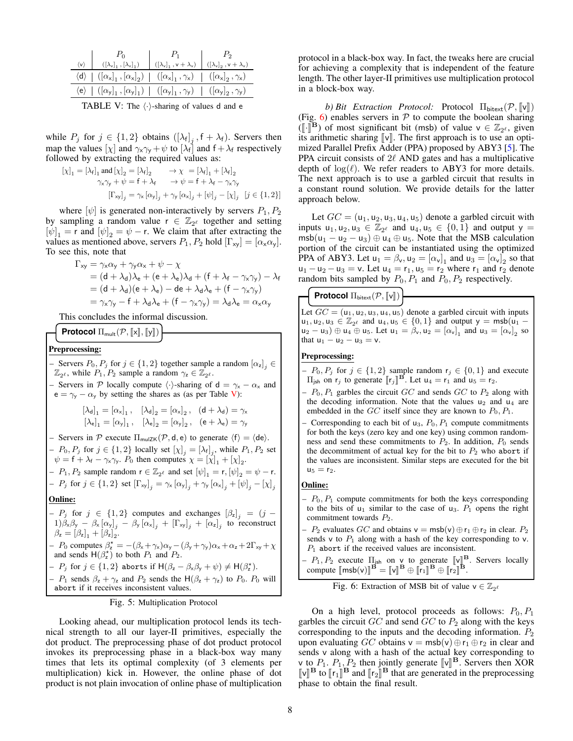| $\langle \mathsf{v} \rangle$ | $P_0$ $([\lambda_{\mathsf{v}}]_1, [\lambda_{\mathsf{v}}]_1)$ | $P_1$ $([\lambda_{\mathsf{v}}]_1, \mathsf{v}+\lambda_{\mathsf{v}})$ | $P_2$ $([\lambda_{\mathsf{v}}]_2, \mathsf{v}+\lambda_{\mathsf{v}})$ |
|---|---|---|---|
| $\langle \mathsf{d} \rangle$ | $([\alpha_{\mathsf{x}}]_1, [\alpha_{\mathsf{x}}]_2)$ | $([\alpha_{\mathsf{x}}]_1, \gamma_{\mathsf{x}})$ | $([\alpha_{\mathsf{x}}]_2, \gamma_{\mathsf{x}})$ |
| $\langle \mathsf{e} \rangle$ | $([\alpha_{\mathsf{y}}]_1, [\alpha_{\mathsf{y}}]_1)$ | $([\alpha_{\mathsf{y}}]_1, \gamma_{\mathsf{y}})$ | $([\alpha_{\mathsf{y}}]_2, \gamma_{\mathsf{y}})$ |

TABLE V: The $\langle\cdot\rangle$-sharing of values d and e

while $P_j$ for $j \in \{1,2\}$ obtains $([\lambda_{\mathsf{f}}]_j, \mathsf{f}+\lambda_{\mathsf{f}})$. Servers then map the values $[\chi]$ and $\gamma_{\mathsf{x}}\gamma_{\mathsf{y}}+\psi$ to $[\lambda_{\mathsf{f}}]$ and $\mathsf{f}+\lambda_{\mathsf{f}}$ respectively followed by extracting the required values as:

$$[\chi]_1 = [\lambda_{\mathsf{f}}]_1 \text{ and } [\chi]_2 = [\lambda_{\mathsf{f}}]_2 \quad \rightarrow \chi = [\lambda_{\mathsf{f}}]_1 + [\lambda_{\mathsf{f}}]_2$$
$$\gamma_{\mathsf{x}}\gamma_{\mathsf{y}} + \psi = \mathsf{f} + \lambda_{\mathsf{f}} \quad \rightarrow \psi = \mathsf{f} + \lambda_{\mathsf{f}} - \gamma_{\mathsf{x}}\gamma_{\mathsf{y}}$$
$$[\Gamma_{\mathsf{xy}}]_j = \gamma_{\mathsf{x}}[\alpha_{\mathsf{y}}]_j + \gamma_{\mathsf{y}}[\alpha_{\mathsf{x}}]_j + [\psi]_j - [\chi]_j \quad [j \in \{1,2\}]$$

where $[\psi]$ is generated non-interactively by servers $P_1, P_2$ by sampling a random value $\mathsf{r} \in \mathbb{Z}_{2^\ell}$ together and setting $[\psi]_1 = \mathsf{r}$ and $[\psi]_2 = \psi - \mathsf{r}$. We claim that after extracting the values as mentioned above, servers $P_1, P_2$ hold $[\Gamma_{\mathsf{xy}}] = [\alpha_{\mathsf{x}}\alpha_{\mathsf{y}}]$. To see this, note that

$$\begin{aligned}
\Gamma_{\mathsf{xy}} &= \gamma_{\mathsf{x}}\alpha_{\mathsf{y}} + \gamma_{\mathsf{y}}\alpha_{\mathsf{x}} + \psi - \chi \\
&= (\mathsf{d}+\lambda_{\mathsf{d}})\lambda_{\mathsf{e}} + (\mathsf{e}+\lambda_{\mathsf{e}})\lambda_{\mathsf{d}} + (\mathsf{f}+\lambda_{\mathsf{f}} - \gamma_{\mathsf{x}}\gamma_{\mathsf{y}}) - \lambda_{\mathsf{f}} \\
&= (\mathsf{d}+\lambda_{\mathsf{d}})(\mathsf{e}+\lambda_{\mathsf{e}}) - \mathsf{de} + \lambda_{\mathsf{d}}\lambda_{\mathsf{e}} + (\mathsf{f} - \gamma_{\mathsf{x}}\gamma_{\mathsf{y}}) \\
&= \gamma_{\mathsf{x}}\gamma_{\mathsf{y}} - \mathsf{f} + \lambda_{\mathsf{d}}\lambda_{\mathsf{e}} + (\mathsf{f} - \gamma_{\mathsf{x}}\gamma_{\mathsf{y}}) = \lambda_{\mathsf{d}}\lambda_{\mathsf{e}} = \alpha_{\mathsf{x}}\alpha_{\mathsf{y}}
\end{aligned}$$

This concludes the informal discussion.

**Protocol $\Pi_{\mathsf{mult}}(\mathcal{P}, [\![\mathsf{x}]\!], [\![\mathsf{y}]\!])$**

**Preprocessing:**

- Servers $P_0, P_j$ for $j \in \{1,2\}$ together sample a random $[\alpha_{\mathsf{z}}]_j \in \mathbb{Z}_{2^\ell}$, while $P_1, P_2$ sample a random $\gamma_{\mathsf{z}} \in \mathbb{Z}_{2^\ell}$.
- Servers in $\mathcal{P}$ locally compute $\langle\cdot\rangle$-sharing of $\mathsf{d} = \gamma_{\mathsf{x}} - \alpha_{\mathsf{x}}$ and $\mathsf{e} = \gamma_{\mathsf{y}} - \alpha_{\mathsf{y}}$ by setting the shares as (as per Table V):
$$[\lambda_{\mathsf{d}}]_1 = [\alpha_{\mathsf{x}}]_1, \quad [\lambda_{\mathsf{d}}]_2 = [\alpha_{\mathsf{x}}]_2, \quad (\mathsf{d}+\lambda_{\mathsf{d}}) = \gamma_{\mathsf{x}}$$
$$[\lambda_{\mathsf{e}}]_1 = [\alpha_{\mathsf{y}}]_1, \quad [\lambda_{\mathsf{e}}]_2 = [\alpha_{\mathsf{y}}]_2, \quad (\mathsf{e}+\lambda_{\mathsf{e}}) = \gamma_{\mathsf{y}}$$
- Servers in $\mathcal{P}$ execute $\Pi_{\mathsf{mulZK}}(\mathcal{P}, \mathsf{d}, \mathsf{e})$ to generate $\langle \mathsf{f} \rangle = \langle \mathsf{de} \rangle$.
- $P_0, P_j$ for $j \in \{1,2\}$ locally set $[\chi]_j = [\lambda_{\mathsf{f}}]_j$, while $P_1, P_2$ set $\psi = \mathsf{f} + \lambda_{\mathsf{f}} - \gamma_{\mathsf{x}}\gamma_{\mathsf{y}}$. $P_0$ then computes $\chi = [\chi]_1 + [\chi]_2$.
- $P_1, P_2$ sample random $\mathsf{r} \in \mathbb{Z}_{2^\ell}$ and set $[\psi]_1 = \mathsf{r}, [\psi]_2 = \psi - \mathsf{r}$.
- $P_j$ for $j \in \{1,2\}$ set $[\Gamma_{\mathsf{xy}}]_j = \gamma_{\mathsf{x}}[\alpha_{\mathsf{y}}]_j + \gamma_{\mathsf{y}}[\alpha_{\mathsf{x}}]_j + [\psi]_j - [\chi]_j$

**Online:**

- $P_j$ for $j \in \{1,2\}$ computes and exchanges $[\beta_{\mathsf{z}}]_j = (j-1)\beta_{\mathsf{x}}\beta_{\mathsf{y}} - \beta_{\mathsf{x}}[\alpha_{\mathsf{y}}]_j - \beta_{\mathsf{y}}[\alpha_{\mathsf{x}}]_j + [\Gamma_{\mathsf{xy}}]_j + [\alpha_{\mathsf{z}}]_j$ to reconstruct $\beta_{\mathsf{z}} = [\beta_{\mathsf{z}}]_1 + [\beta_{\mathsf{z}}]_2$.
- $P_0$ computes $\beta_{\mathsf{z}}^{\star} = -(\beta_{\mathsf{x}}+\gamma_{\mathsf{x}})\alpha_{\mathsf{y}} - (\beta_{\mathsf{y}}+\gamma_{\mathsf{y}})\alpha_{\mathsf{x}} + \alpha_{\mathsf{z}} + 2\Gamma_{\mathsf{xy}} + \chi$ and sends $\mathsf{H}(\beta_{\mathsf{z}}^{\star})$ to both $P_1$ and $P_2$.
- $P_j$ for $j \in \{1,2\}$ `abort`s if $\mathsf{H}(\beta_{\mathsf{z}} - \beta_{\mathsf{x}}\beta_{\mathsf{y}} + \psi) \neq \mathsf{H}(\beta_{\mathsf{z}}^{\star})$.
- $P_1$ sends $\beta_{\mathsf{z}} + \gamma_{\mathsf{z}}$ and $P_2$ sends the $\mathsf{H}(\beta_{\mathsf{z}} + \gamma_{\mathsf{z}})$ to $P_0$. $P_0$ will `abort` if it receives inconsistent values.

Fig. 5: Multiplication Protocol

Looking ahead, our multiplication protocol lends its technical strength to all our layer-II primitives, especially the dot product. The preprocessing phase of dot product protocol invokes its preprocessing phase in a black-box way many times that lets its optimal complexity (of 3 elements per multiplication) kick in. However, the online phase of dot product is not plain invocation of online phase of multiplication protocol in a black-box way. In fact, the tweaks here are crucial for achieving a complexity that is independent of the feature length. The other layer-II primitives use multiplication protocol in a block-box way.

*b) Bit Extraction Protocol:* Protocol $\Pi_{\mathsf{bitext}}(\mathcal{P}, [\![\mathsf{v}]\!])$ (Fig. 6) enables servers in $\mathcal{P}$ to compute the boolean sharing ($[\![\cdot]\!]^{\mathbf{B}}$) of most significant bit (msb) of value $\mathsf{v} \in \mathbb{Z}_{2^\ell}$, given its arithmetic sharing $[\![\mathsf{v}]\!]$. The first approach is to use an optimized Parallel Prefix Adder (PPA) proposed by ABY3 [5]. The PPA circuit consists of $2\ell$ AND gates and has a multiplicative depth of $\log(\ell)$. We refer readers to ABY3 for more details. The next approach is to use a garbled circuit that results in a constant round solution. We provide details for the latter approach below.

Let $GC = (\mathsf{u}_1, \mathsf{u}_2, \mathsf{u}_3, \mathsf{u}_4, \mathsf{u}_5)$ denote a garbled circuit with inputs $\mathsf{u}_1, \mathsf{u}_2, \mathsf{u}_3 \in \mathbb{Z}_{2^\ell}$ and $\mathsf{u}_4, \mathsf{u}_5 \in \{0,1\}$ and output $\mathsf{y} = \mathsf{msb}(\mathsf{u}_1 - \mathsf{u}_2 - \mathsf{u}_3) \oplus \mathsf{u}_4 \oplus \mathsf{u}_5$. Note that the MSB calculation portion of the circuit can be instantiated using the optimized PPA of ABY3. Let $\mathsf{u}_1 = \beta_{\mathsf{v}}, \mathsf{u}_2 = [\alpha_{\mathsf{v}}]_1$ and $\mathsf{u}_3 = [\alpha_{\mathsf{v}}]_2$ so that $\mathsf{u}_1 - \mathsf{u}_2 - \mathsf{u}_3 = \mathsf{v}$. Let $\mathsf{u}_4 = \mathsf{r}_1, \mathsf{u}_5 = \mathsf{r}_2$ where $\mathsf{r}_1$ and $\mathsf{r}_2$ denote random bits sampled by $P_0, P_1$ and $P_0, P_2$ respectively.

**Protocol $\Pi_{\mathsf{bitext}}(\mathcal{P}, [\![\mathsf{v}]\!])$**

Let $GC = (\mathsf{u}_1, \mathsf{u}_2, \mathsf{u}_3, \mathsf{u}_4, \mathsf{u}_5)$ denote a garbled circuit with inputs $\mathsf{u}_1, \mathsf{u}_2, \mathsf{u}_3 \in \mathbb{Z}_{2^\ell}$ and $\mathsf{u}_4, \mathsf{u}_5 \in \{0,1\}$ and output $\mathsf{y} = \mathsf{msb}(\mathsf{u}_1 - \mathsf{u}_2 - \mathsf{u}_3) \oplus \mathsf{u}_4 \oplus \mathsf{u}_5$. Let $\mathsf{u}_1 = \beta_{\mathsf{v}}, \mathsf{u}_2 = [\alpha_{\mathsf{v}}]_1$ and $\mathsf{u}_3 = [\alpha_{\mathsf{v}}]_2$ so that $\mathsf{u}_1 - \mathsf{u}_2 - \mathsf{u}_3 = \mathsf{v}$.

**Preprocessing:**

- $P_0, P_j$ for $j \in \{1,2\}$ sample random $\mathsf{r}_j \in \{0,1\}$ and execute $\Pi_{\mathsf{jsh}}$ on $\mathsf{r}_j$ to generate $[\![\mathsf{r}_j]\!]^{\mathbf{B}}$. Let $\mathsf{u}_4 = \mathsf{r}_1$ and $\mathsf{u}_5 = \mathsf{r}_2$.
- $P_0, P_1$ garbles the circuit $GC$ and sends $GC$ to $P_2$ along with the decoding information. Note that the values $\mathsf{u}_2$ and $\mathsf{u}_4$ are embedded in the $GC$ itself since they are known to $P_0, P_1$.
- Corresponding to each bit of $\mathsf{u}_3$, $P_0, P_1$ compute commitments for both the keys (zero key and one key) using common randomness and send these commitments to $P_2$. In addition, $P_0$ sends the decommitment of actual key for the bit to $P_2$ who `abort` if the values are inconsistent. Similar steps are executed for the bit $\mathsf{u}_5 = \mathsf{r}_2$.

**Online:**

- $P_0, P_1$ compute commitments for both the keys corresponding to the bits of $\mathsf{u}_1$ similar to the case of $\mathsf{u}_3$. $P_1$ opens the right commitment towards $P_2$.
- $P_2$ evaluates $GC$ and obtains $\mathsf{v} = \mathsf{msb}(\mathsf{v}) \oplus \mathsf{r}_1 \oplus \mathsf{r}_2$ in clear. $P_2$ sends $\mathsf{v}$ to $P_1$ along with a hash of the key corresponding to $\mathsf{v}$. $P_1$ `abort` if the received values are inconsistent.
- $P_1, P_2$ execute $\Pi_{\mathsf{jsh}}$ on $\mathsf{v}$ to generate $[\![\mathsf{v}]\!]^{\mathbf{B}}$. Servers locally compute $[\![\mathsf{msb}(\mathsf{v})]\!]^{\mathbf{B}} = [\![\mathsf{v}]\!]^{\mathbf{B}} \oplus [\![\mathsf{r}_1]\!]^{\mathbf{B}} \oplus [\![\mathsf{r}_2]\!]^{\mathbf{B}}$.

Fig. 6: Extraction of MSB bit of value $\mathsf{v} \in \mathbb{Z}_{2^\ell}$

On a high level, protocol proceeds as follows: $P_0, P_1$ garbles the circuit $GC$ and send $GC$ to $P_2$ along with the keys corresponding to the inputs and the decoding information. $P_2$ upon evaluating $GC$ obtains $\mathsf{v} = \mathsf{msb}(\mathsf{v}) \oplus \mathsf{r}_1 \oplus \mathsf{r}_2$ in clear and sends $\mathsf{v}$ along with a hash of the actual key corresponding to $\mathsf{v}$ to $P_1$. $P_1, P_2$ then jointly generate $[\![\mathsf{v}]\!]^{\mathbf{B}}$. Servers then XOR $[\![\mathsf{v}]\!]^{\mathbf{B}}$ to $[\![\mathsf{r}_1]\!]^{\mathbf{B}}$ and $[\![\mathsf{r}_2]\!]^{\mathbf{B}}$ that are generated in the preprocessing phase to obtain the final result.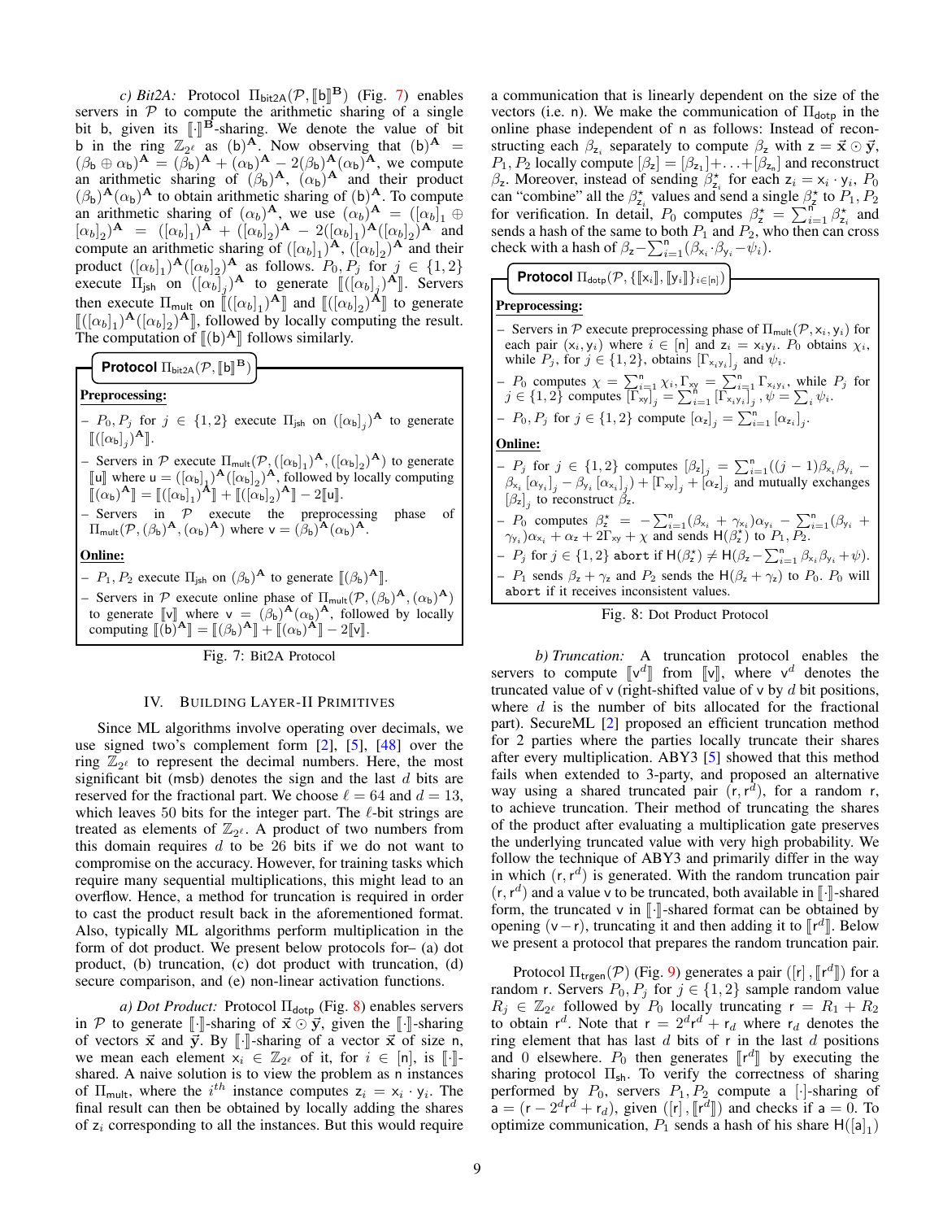*c) Bit2A:* Protocol $\Pi_{\mathsf{bit2A}}(\mathcal{P}, [\![\mathsf{b}]\!]^{\mathbf{B}})$ (Fig. 7) enables servers in $\mathcal{P}$ to compute the arithmetic sharing of a single bit b, given its $[\![\cdot]\!]^{\mathbf{B}}$-sharing. We denote the value of bit b in the ring $\mathbb{Z}_{2^\ell}$ as $(\mathsf{b})^{\mathbf{A}}$. Now observing that $(\mathsf{b})^{\mathbf{A}} = (\beta_\mathsf{b} \oplus \alpha_\mathsf{b})^{\mathbf{A}} = (\beta_\mathsf{b})^{\mathbf{A}} + (\alpha_\mathsf{b})^{\mathbf{A}} - 2(\beta_\mathsf{b})^{\mathbf{A}}(\alpha_\mathsf{b})^{\mathbf{A}}$, we compute an arithmetic sharing of $(\beta_\mathsf{b})^{\mathbf{A}}$, $(\alpha_\mathsf{b})^{\mathbf{A}}$ and their product $(\beta_\mathsf{b})^{\mathbf{A}}(\alpha_\mathsf{b})^{\mathbf{A}}$ to obtain arithmetic sharing of $(\mathsf{b})^{\mathbf{A}}$. To compute an arithmetic sharing of $(\alpha_b)^{\mathbf{A}}$, we use $(\alpha_b)^{\mathbf{A}} = ([\alpha_b]_1 \oplus [\alpha_b]_2)^{\mathbf{A}} = ([\alpha_b]_1)^{\mathbf{A}} + ([\alpha_b]_2)^{\mathbf{A}} - 2([\alpha_b]_1)^{\mathbf{A}}([\alpha_b]_2)^{\mathbf{A}}$ and compute an arithmetic sharing of $([\alpha_b]_1)^{\mathbf{A}}$, $([\alpha_b]_2)^{\mathbf{A}}$ and their product $([\alpha_b]_1)^{\mathbf{A}}([\alpha_b]_2)^{\mathbf{A}}$ as follows. $P_0, P_j$ for $j \in \{1, 2\}$ execute $\Pi_{\mathsf{jsh}}$ on $([\alpha_b]_j)^{\mathbf{A}}$ to generate $[\![([\alpha_b]_j)^{\mathbf{A}}]\!]$. Servers then execute $\Pi_{\mathsf{mult}}$ on $[\![([\alpha_b]_1)^{\mathbf{A}}]\!]$ and $[\![([\alpha_b]_2)^{\mathbf{A}}]\!]$ to generate $[\![([\alpha_b]_1)^{\mathbf{A}}([\alpha_b]_2)^{\mathbf{A}}]\!]$, followed by locally computing the result. The computation of $[\![(\mathsf{b})^{\mathbf{A}}]\!]$ follows similarly.

**Protocol** $\Pi_{\mathsf{bit2A}}(\mathcal{P}, [\![\mathsf{b}]\!]^{\mathbf{B}})$

**Preprocessing:**

- $P_0, P_j$ for $j \in \{1, 2\}$ execute $\Pi_{\mathsf{jsh}}$ on $([\alpha_\mathsf{b}]_j)^{\mathbf{A}}$ to generate $[\![([\alpha_\mathsf{b}]_j)^{\mathbf{A}}]\!]$.
- Servers in $\mathcal{P}$ execute $\Pi_{\mathsf{mult}}(\mathcal{P}, ([\alpha_\mathsf{b}]_1)^{\mathbf{A}}, ([\alpha_\mathsf{b}]_2)^{\mathbf{A}})$ to generate $[\![\mathsf{u}]\!]$ where $\mathsf{u} = ([\alpha_\mathsf{b}]_1)^{\mathbf{A}}([\alpha_\mathsf{b}]_2)^{\mathbf{A}}$, followed by locally computing $[\![(\alpha_\mathsf{b})^{\mathbf{A}}]\!] = [\![([\alpha_\mathsf{b}]_1)^{\mathbf{A}}]\!] + [\![([\alpha_\mathsf{b}]_2)^{\mathbf{A}}]\!] - 2[\![\mathsf{u}]\!]$.
- Servers in $\mathcal{P}$ execute the preprocessing phase of $\Pi_{\mathsf{mult}}(\mathcal{P}, (\beta_\mathsf{b})^{\mathbf{A}}, (\alpha_\mathsf{b})^{\mathbf{A}})$ where $\mathsf{v} = (\beta_\mathsf{b})^{\mathbf{A}}(\alpha_\mathsf{b})^{\mathbf{A}}$.

**Online:**

- $P_1, P_2$ execute $\Pi_{\mathsf{jsh}}$ on $(\beta_\mathsf{b})^{\mathbf{A}}$ to generate $[\![(\beta_\mathsf{b})^{\mathbf{A}}]\!]$.
- Servers in $\mathcal{P}$ execute online phase of $\Pi_{\mathsf{mult}}(\mathcal{P}, (\beta_\mathsf{b})^{\mathbf{A}}, (\alpha_\mathsf{b})^{\mathbf{A}})$ to generate $[\![\mathsf{v}]\!]$ where $\mathsf{v} = (\beta_\mathsf{b})^{\mathbf{A}}(\alpha_\mathsf{b})^{\mathbf{A}}$, followed by locally computing $[\![(\mathsf{b})^{\mathbf{A}}]\!] = [\![(\beta_\mathsf{b})^{\mathbf{A}}]\!] + [\![(\alpha_\mathsf{b})^{\mathbf{A}}]\!] - 2[\![\mathsf{v}]\!]$.

Fig. 7: Bit2A Protocol

## IV. Building Layer-II Primitives

Since ML algorithms involve operating over decimals, we use signed two's complement form [2], [5], [48] over the ring $\mathbb{Z}_{2^\ell}$ to represent the decimal numbers. Here, the most significant bit (msb) denotes the sign and the last $d$ bits are reserved for the fractional part. We choose $\ell = 64$ and $d = 13$, which leaves 50 bits for the integer part. The $\ell$-bit strings are treated as elements of $\mathbb{Z}_{2^\ell}$. A product of two numbers from this domain requires $d$ to be 26 bits if we do not want to compromise on the accuracy. However, for training tasks which require many sequential multiplications, this might lead to an overflow. Hence, a method for truncation is required in order to cast the product result back in the aforementioned format. Also, typically ML algorithms perform multiplication in the form of dot product. We present below protocols for– (a) dot product, (b) truncation, (c) dot product with truncation, (d) secure comparison, and (e) non-linear activation functions.

*a) Dot Product:* Protocol $\Pi_{\mathsf{dotp}}$ (Fig. 8) enables servers in $\mathcal{P}$ to generate $[\![\cdot]\!]$-sharing of $\vec{\mathbf{x}} \odot \vec{\mathbf{y}}$, given the $[\![\cdot]\!]$-sharing of vectors $\vec{\mathbf{x}}$ and $\vec{\mathbf{y}}$. By $[\![\cdot]\!]$-sharing of a vector $\vec{\mathbf{x}}$ of size n, we mean each element $\mathsf{x}_i \in \mathbb{Z}_{2^\ell}$ of it, for $i \in [\mathsf{n}]$, is $[\![\cdot]\!]$-shared. A naive solution is to view the problem as n instances of $\Pi_{\mathsf{mult}}$, where the $i^{th}$ instance computes $\mathsf{z}_i = \mathsf{x}_i \cdot \mathsf{y}_i$. The final result can then be obtained by locally adding the shares of $\mathsf{z}_i$ corresponding to all the instances. But this would require a communication that is linearly dependent on the size of the vectors (i.e. n). We make the communication of $\Pi_{\mathsf{dotp}}$ in the online phase independent of n as follows: Instead of reconstructing each $\beta_{\mathsf{z}_i}$ separately to compute $\beta_\mathsf{z}$ with $\mathsf{z} = \vec{\mathbf{x}} \odot \vec{\mathbf{y}}$, $P_1, P_2$ locally compute $[\beta_\mathsf{z}] = [\beta_{\mathsf{z}_1}] + \ldots + [\beta_{\mathsf{z}_\mathsf{n}}]$ and reconstruct $\beta_\mathsf{z}$. Moreover, instead of sending $\beta^\star_{\mathsf{z}_i}$ for each $\mathsf{z}_i = \mathsf{x}_i \cdot \mathsf{y}_i$, $P_0$ can "combine" all the $\beta^\star_{\mathsf{z}_i}$ values and send a single $\beta^\star_\mathsf{z}$ to $P_1, P_2$ for verification. In detail, $P_0$ computes $\beta^\star_\mathsf{z} = \sum_{i=1}^{\mathsf{n}} \beta^\star_{\mathsf{z}_i}$ and sends a hash of the same to both $P_1$ and $P_2$, who then can cross check with a hash of $\beta_\mathsf{z} - \sum_{i=1}^{\mathsf{n}}(\beta_{\mathsf{x}_i} \cdot \beta_{\mathsf{y}_i} - \psi_i)$.

**Protocol** $\Pi_{\mathsf{dotp}}(\mathcal{P}, \{[\![\mathsf{x}_i]\!], [\![\mathsf{y}_i]\!]\}_{i \in [\mathsf{n}]})$

**Preprocessing:**

- Servers in $\mathcal{P}$ execute preprocessing phase of $\Pi_{\mathsf{mult}}(\mathcal{P}, \mathsf{x}_i, \mathsf{y}_i)$ for each pair $(\mathsf{x}_i, \mathsf{y}_i)$ where $i \in [\mathsf{n}]$ and $\mathsf{z}_i = \mathsf{x}_i\mathsf{y}_i$. $P_0$ obtains $\chi_i$, while $P_j$, for $j \in \{1, 2\}$, obtains $[\Gamma_{\mathsf{x}_i\mathsf{y}_i}]_j$ and $\psi_i$.
- $P_0$ computes $\chi = \sum_{i=1}^{\mathsf{n}} \chi_i, \Gamma_{\mathsf{xy}} = \sum_{i=1}^{\mathsf{n}} \Gamma_{\mathsf{x}_i\mathsf{y}_i}$, while $P_j$ for $j \in \{1, 2\}$ computes $[\Gamma_{\mathsf{xy}}]_j = \sum_{i=1}^{\mathsf{n}} [\Gamma_{\mathsf{x}_i\mathsf{y}_i}]_j, \psi = \sum_i \psi_i$.
- $P_0, P_j$ for $j \in \{1, 2\}$ compute $[\alpha_\mathsf{z}]_j = \sum_{i=1}^{\mathsf{n}} [\alpha_{\mathsf{z}_i}]_j$.

**Online:**

- $P_j$ for $j \in \{1, 2\}$ computes $[\beta_\mathsf{z}]_j = \sum_{i=1}^{\mathsf{n}}((j-1)\beta_{\mathsf{x}_i}\beta_{\mathsf{y}_i} - \beta_{\mathsf{x}_i}[\alpha_{\mathsf{y}_i}]_j - \beta_{\mathsf{y}_i}[\alpha_{\mathsf{x}_i}]_j) + [\Gamma_{\mathsf{xy}}]_j + [\alpha_\mathsf{z}]_j$ and mutually exchanges $[\beta_\mathsf{z}]_j$ to reconstruct $\beta_\mathsf{z}$.
- $P_0$ computes $\beta^\star_\mathsf{z} = -\sum_{i=1}^{\mathsf{n}}(\beta_{\mathsf{x}_i} + \gamma_{\mathsf{x}_i})\alpha_{\mathsf{y}_i} - \sum_{i=1}^{\mathsf{n}}(\beta_{\mathsf{y}_i} + \gamma_{\mathsf{y}_i})\alpha_{\mathsf{x}_i} + \alpha_\mathsf{z} + 2\Gamma_{\mathsf{xy}} + \chi$ and sends $\mathsf{H}(\beta^\star_\mathsf{z})$ to $P_1, P_2$.
- $P_j$ for $j \in \{1, 2\}$ `abort` if $\mathsf{H}(\beta^\star_\mathsf{z}) \neq \mathsf{H}(\beta_\mathsf{z} - \sum_{i=1}^{\mathsf{n}} \beta_{\mathsf{x}_i}\beta_{\mathsf{y}_i} + \psi)$.
- $P_1$ sends $\beta_\mathsf{z} + \gamma_\mathsf{z}$ and $P_2$ sends the $\mathsf{H}(\beta_\mathsf{z} + \gamma_\mathsf{z})$ to $P_0$. $P_0$ will `abort` if it receives inconsistent values.

Fig. 8: Dot Product Protocol

*b) Truncation:* A truncation protocol enables the servers to compute $[\![\mathsf{v}^d]\!]$ from $[\![\mathsf{v}]\!]$, where $\mathsf{v}^d$ denotes the truncated value of v (right-shifted value of v by $d$ bit positions, where $d$ is the number of bits allocated for the fractional part). SecureML [2] proposed an efficient truncation method for 2 parties where the parties locally truncate their shares after every multiplication. ABY3 [5] showed that this method fails when extended to 3-party, and proposed an alternative way using a shared truncated pair $(\mathsf{r}, \mathsf{r}^d)$, for a random r, to achieve truncation. Their method of truncating the shares of the product after evaluating a multiplication gate preserves the underlying truncated value with very high probability. We follow the technique of ABY3 and primarily differ in the way in which $(\mathsf{r}, \mathsf{r}^d)$ is generated. With the random truncation pair $(\mathsf{r}, \mathsf{r}^d)$ and a value v to be truncated, both available in $[\![\cdot]\!]$-shared form, the truncated v in $[\![\cdot]\!]$-shared format can be obtained by opening $(\mathsf{v} - \mathsf{r})$, truncating it and then adding it to $[\![\mathsf{r}^d]\!]$. Below we present a protocol that prepares the random truncation pair.

Protocol $\Pi_{\mathsf{trgen}}(\mathcal{P})$ (Fig. 9) generates a pair $([\mathsf{r}], [\![\mathsf{r}^d]\!])$ for a random r. Servers $P_0, P_j$ for $j \in \{1, 2\}$ sample random value $R_j \in \mathbb{Z}_{2^\ell}$ followed by $P_0$ locally truncating $\mathsf{r} = R_1 + R_2$ to obtain $\mathsf{r}^d$. Note that $\mathsf{r} = 2^d\mathsf{r}^d + \mathsf{r}_d$ where $\mathsf{r}_d$ denotes the ring element that has last $d$ bits of r in the last $d$ positions and 0 elsewhere. $P_0$ then generates $[\![\mathsf{r}^d]\!]$ by executing the sharing protocol $\Pi_{\mathsf{sh}}$. To verify the correctness of sharing performed by $P_0$, servers $P_1, P_2$ compute a $[\cdot]$-sharing of $\mathsf{a} = (\mathsf{r} - 2^d\mathsf{r}^d + \mathsf{r}_d)$, given $([\mathsf{r}], [\![\mathsf{r}^d]\!])$ and checks if $\mathsf{a} = 0$. To optimize communication, $P_1$ sends a hash of his share $\mathsf{H}([\mathsf{a}]_1)$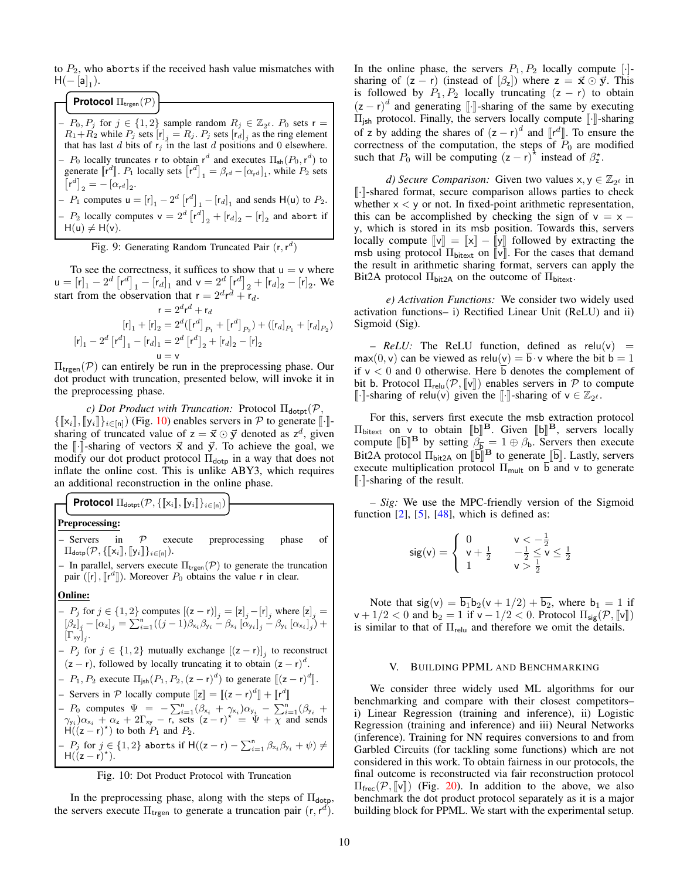to $P_2$, who aborts if the received hash value mismatches with $\mathsf{H}(-[\mathsf{a}]_1)$.

**Protocol** $\Pi_{\mathsf{trgen}}(\mathcal{P})$

- $P_0, P_j$ for $j \in \{1,2\}$ sample random $R_j \in \mathbb{Z}_{2^\ell}$. $P_0$ sets $\mathsf{r} = R_1 + R_2$ while $P_j$ sets $[\mathsf{r}]_j = R_j$. $P_j$ sets $[\mathsf{r}_d]_j$ as the ring element that has last $d$ bits of $\mathsf{r}_j$ in the last $d$ positions and 0 elsewhere.
- $P_0$ locally truncates $\mathsf{r}$ to obtain $\mathsf{r}^d$ and executes $\Pi_{\mathsf{sh}}(P_0, \mathsf{r}^d)$ to generate $[\![\mathsf{r}^d]\!]$. $P_1$ locally sets $[\mathsf{r}^d]_1 = \beta_{\mathsf{r}^d} - [\alpha_{\mathsf{r}^d}]_1$, while $P_2$ sets $[\mathsf{r}^d]_2 = -[\alpha_{\mathsf{r}^d}]_2$.
- $P_1$ computes $\mathsf{u} = [\mathsf{r}]_1 - 2^d [\mathsf{r}^d]_1 - [\mathsf{r}_d]_1$ and sends $\mathsf{H}(\mathsf{u})$ to $P_2$.
- $P_2$ locally computes $\mathsf{v} = 2^d [\mathsf{r}^d]_2 + [\mathsf{r}_d]_2 - [\mathsf{r}]_2$ and abort if $\mathsf{H}(\mathsf{u}) \neq \mathsf{H}(\mathsf{v})$.

Fig. 9: Generating Random Truncated Pair $(\mathsf{r}, \mathsf{r}^d)$

To see the correctness, it suffices to show that $\mathsf{u} = \mathsf{v}$ where $\mathsf{u} = [\mathsf{r}]_1 - 2^d [\mathsf{r}^d]_1 - [\mathsf{r}_d]_1$ and $\mathsf{v} = 2^d [\mathsf{r}^d]_2 + [\mathsf{r}_d]_2 - [\mathsf{r}]_2$. We start from the observation that $\mathsf{r} = 2^d \mathsf{r}^d + \mathsf{r}_d$.

$$
\begin{aligned}
\mathsf{r} &= 2^d \mathsf{r}^d + \mathsf{r}_d \\
[\mathsf{r}]_1 + [\mathsf{r}]_2 &= 2^d([\mathsf{r}^d]_{P_1} + [\mathsf{r}^d]_{P_2}) + ([\mathsf{r}_d]_{P_1} + [\mathsf{r}_d]_{P_2}) \\
[\mathsf{r}]_1 - 2^d [\mathsf{r}^d]_1 - [\mathsf{r}_d]_1 &= 2^d [\mathsf{r}^d]_2 + [\mathsf{r}_d]_2 - [\mathsf{r}]_2 \\
\mathsf{u} &= \mathsf{v}
\end{aligned}
$$

$\Pi_{\mathsf{trgen}}(\mathcal{P})$ can entirely be run in the preprocessing phase. Our dot product with truncation, presented below, will invoke it in the preprocessing phase.

*c) Dot Product with Truncation:* Protocol $\Pi_{\mathsf{dotpt}}(\mathcal{P}, \{[\![\mathsf{x}_i]\!], [\![\mathsf{y}_i]\!]\}_{i \in [\mathsf{n}]})$ (Fig. 10) enables servers in $\mathcal{P}$ to generate $[\![\cdot]\!]$-sharing of truncated value of $\mathsf{z} = \vec{\mathsf{x}} \odot \vec{\mathsf{y}}$ denoted as $\mathsf{z}^d$, given the $[\![\cdot]\!]$-sharing of vectors $\vec{\mathsf{x}}$ and $\vec{\mathsf{y}}$. To achieve the goal, we modify our dot product protocol $\Pi_{\mathsf{dotp}}$ in a way that does not inflate the online cost. This is unlike ABY3, which requires an additional reconstruction in the online phase.

**Protocol** $\Pi_{\mathsf{dotpt}}(\mathcal{P}, \{[\![\mathsf{x}_i]\!], [\![\mathsf{y}_i]\!]\}_{i \in [\mathsf{n}]})$

**Preprocessing:**

- Servers in $\mathcal{P}$ execute preprocessing phase of $\Pi_{\mathsf{dotp}}(\mathcal{P}, \{[\![\mathsf{x}_i]\!], [\![\mathsf{y}_i]\!]\}_{i \in [\mathsf{n}]})$.
- In parallel, servers execute $\Pi_{\mathsf{trgen}}(\mathcal{P})$ to generate the truncation pair $([\mathsf{r}], [\![\mathsf{r}^d]\!])$. Moreover $P_0$ obtains the value $\mathsf{r}$ in clear.

**Online:**

- $P_j$ for $j \in \{1,2\}$ computes $[(\mathsf{z} - \mathsf{r})]_j = [\mathsf{z}]_j - [\mathsf{r}]_j$ where $[\mathsf{z}]_j = [\beta_{\mathsf{z}}]_j - [\alpha_{\mathsf{z}}]_j = \sum_{i=1}^{\mathsf{n}}((j-1)\beta_{\mathsf{x}_i}\beta_{\mathsf{y}_i} - \beta_{\mathsf{x}_i}[\alpha_{\mathsf{y}_i}]_j - \beta_{\mathsf{y}_i}[\alpha_{\mathsf{x}_i}]_j) + [\Gamma_{\mathsf{xy}}]_j$.
- $P_j$ for $j \in \{1,2\}$ mutually exchange $[(\mathsf{z} - \mathsf{r})]_j$ to reconstruct $(\mathsf{z} - \mathsf{r})$, followed by locally truncating it to obtain $(\mathsf{z} - \mathsf{r})^d$.
- $P_1, P_2$ execute $\Pi_{\mathsf{jsh}}(P_1, P_2, (\mathsf{z} - \mathsf{r})^d)$ to generate $[\![(\mathsf{z} - \mathsf{r})^d]\!]$.
- Servers in $\mathcal{P}$ locally compute $[\![\mathsf{z}]\!] = [\![(\mathsf{z} - \mathsf{r})^d]\!] + [\![\mathsf{r}^d]\!]$
- $P_0$ computes $\Psi = -\sum_{i=1}^{\mathsf{n}}(\beta_{\mathsf{x}_i} + \gamma_{\mathsf{x}_i})\alpha_{\mathsf{y}_i} - \sum_{i=1}^{\mathsf{n}}(\beta_{\mathsf{y}_i} + \gamma_{\mathsf{y}_i})\alpha_{\mathsf{x}_i} + \alpha_{\mathsf{z}} + 2\Gamma_{\mathsf{xy}} - \mathsf{r}$, sets $(\mathsf{z} - \mathsf{r})^\star = \Psi + \chi$ and sends $\mathsf{H}((\mathsf{z} - \mathsf{r})^\star)$ to both $P_1$ and $P_2$.
- $P_j$ for $j \in \{1,2\}$ aborts if $\mathsf{H}((\mathsf{z} - \mathsf{r}) - \sum_{i=1}^{\mathsf{n}}\beta_{\mathsf{x}_i}\beta_{\mathsf{y}_i} + \psi) \neq \mathsf{H}((\mathsf{z} - \mathsf{r})^\star)$.

Fig. 10: Dot Product Protocol with Truncation

In the preprocessing phase, along with the steps of $\Pi_{\mathsf{dotp}}$, the servers execute $\Pi_{\mathsf{trgen}}$ to generate a truncation pair $(\mathsf{r}, \mathsf{r}^d)$. In the online phase, the servers $P_1, P_2$ locally compute $[\cdot]$-sharing of $(\mathsf{z} - \mathsf{r})$ (instead of $[\beta_{\mathsf{z}}]$) where $\mathsf{z} = \vec{\mathsf{x}} \odot \vec{\mathsf{y}}$. This is followed by $P_1, P_2$ locally truncating $(\mathsf{z} - \mathsf{r})$ to obtain $(\mathsf{z} - \mathsf{r})^d$ and generating $[\![\cdot]\!]$-sharing of the same by executing $\Pi_{\mathsf{jsh}}$ protocol. Finally, the servers locally compute $[\![\cdot]\!]$-sharing of $\mathsf{z}$ by adding the shares of $(\mathsf{z} - \mathsf{r})^d$ and $[\![\mathsf{r}^d]\!]$. To ensure the correctness of the computation, the steps of $P_0$ are modified such that $P_0$ will be computing $(\mathsf{z} - \mathsf{r})^\star$ instead of $\beta_{\mathsf{z}}^\star$.

*d) Secure Comparison:* Given two values $\mathsf{x}, \mathsf{y} \in \mathbb{Z}_{2^\ell}$ in $[\![\cdot]\!]$-shared format, secure comparison allows parties to check whether $\mathsf{x} < \mathsf{y}$ or not. In fixed-point arithmetic representation, this can be accomplished by checking the sign of $\mathsf{v} = \mathsf{x} - \mathsf{y}$, which is stored in its msb position. Towards this, servers locally compute $[\![\mathsf{v}]\!] = [\![\mathsf{x}]\!] - [\![\mathsf{y}]\!]$ followed by extracting the msb using protocol $\Pi_{\mathsf{bitext}}$ on $[\![\mathsf{v}]\!]$. For the cases that demand the result in arithmetic sharing format, servers can apply the Bit2A protocol $\Pi_{\mathsf{bit2A}}$ on the outcome of $\Pi_{\mathsf{bitext}}$.

*e) Activation Functions:* We consider two widely used activation functions– i) Rectified Linear Unit (ReLU) and ii) Sigmoid (Sig).

– *ReLU:* The ReLU function, defined as $\mathsf{relu}(\mathsf{v}) = \max(0, \mathsf{v})$ can be viewed as $\mathsf{relu}(\mathsf{v}) = \overline{\mathsf{b}} \cdot \mathsf{v}$ where the bit $\mathsf{b} = 1$ if $\mathsf{v} < 0$ and 0 otherwise. Here $\overline{\mathsf{b}}$ denotes the complement of bit $\mathsf{b}$. Protocol $\Pi_{\mathsf{relu}}(\mathcal{P}, [\![\mathsf{v}]\!])$ enables servers in $\mathcal{P}$ to compute $[\![\cdot]\!]$-sharing of $\mathsf{relu}(\mathsf{v})$ given the $[\![\cdot]\!]$-sharing of $\mathsf{v} \in \mathbb{Z}_{2^\ell}$.

For this, servers first execute the msb extraction protocol $\Pi_{\mathsf{bitext}}$ on $\mathsf{v}$ to obtain $[\![\mathsf{b}]\!]^{\mathbf{B}}$. Given $[\![\mathsf{b}]\!]^{\mathbf{B}}$, servers locally compute $[\![\overline{\mathsf{b}}]\!]^{\mathbf{B}}$ by setting $\beta_{\overline{\mathsf{b}}} = 1 \oplus \beta_{\mathsf{b}}$. Servers then execute Bit2A protocol $\Pi_{\mathsf{bit2A}}$ on $[\![\overline{\mathsf{b}}]\!]^{\mathbf{B}}$ to generate $[\![\overline{\mathsf{b}}]\!]$. Lastly, servers execute multiplication protocol $\Pi_{\mathsf{mult}}$ on $\overline{\mathsf{b}}$ and $\mathsf{v}$ to generate $[\![\cdot]\!]$-sharing of the result.

– *Sig:* We use the MPC-friendly version of the Sigmoid function [2], [5], [48], which is defined as:

$$
\mathsf{sig}(\mathsf{v}) = \begin{cases} 0 & \mathsf{v} < -\frac{1}{2} \\ \mathsf{v} + \frac{1}{2} & -\frac{1}{2} \leq \mathsf{v} \leq \frac{1}{2} \\ 1 & \mathsf{v} > \frac{1}{2} \end{cases}
$$

Note that $\mathsf{sig}(\mathsf{v}) = \overline{\mathsf{b}_1}\mathsf{b}_2(\mathsf{v} + 1/2) + \overline{\mathsf{b}_2}$, where $\mathsf{b}_1 = 1$ if $\mathsf{v} + 1/2 < 0$ and $\mathsf{b}_2 = 1$ if $\mathsf{v} - 1/2 < 0$. Protocol $\Pi_{\mathsf{sig}}(\mathcal{P}, [\![\mathsf{v}]\!])$ is similar to that of $\Pi_{\mathsf{relu}}$ and therefore we omit the details.

## V. Building PPML and Benchmarking

We consider three widely used ML algorithms for our benchmarking and compare with their closest competitors– i) Linear Regression (training and inference), ii) Logistic Regression (training and inference) and iii) Neural Networks (inference). Training for NN requires conversions to and from Garbled Circuits (for tackling some functions) which are not considered in this work. To obtain fairness in our protocols, the final outcome is reconstructed via fair reconstruction protocol $\Pi_{\mathsf{frec}}(\mathcal{P}, [\![\mathsf{v}]\!])$ (Fig. 20). In addition to the above, we also benchmark the dot product protocol separately as it is a major building block for PPML. We start with the experimental setup.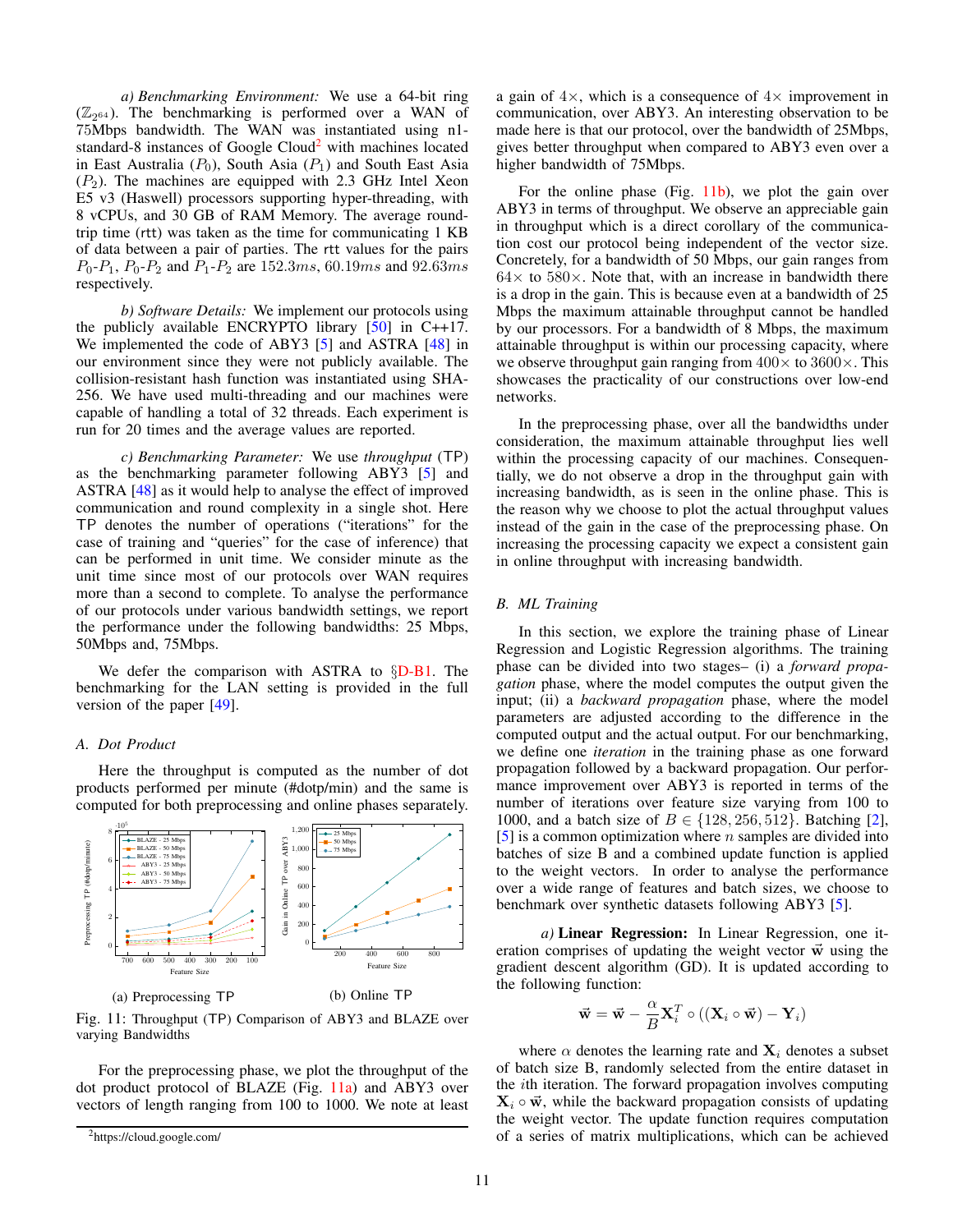*a) Benchmarking Environment:* We use a 64-bit ring ($\mathbb{Z}_{2^{64}}$). The benchmarking is performed over a WAN of 75Mbps bandwidth. The WAN was instantiated using n1-standard-8 instances of Google Cloud[2] with machines located in East Australia ($P_0$), South Asia ($P_1$) and South East Asia ($P_2$). The machines are equipped with 2.3 GHz Intel Xeon E5 v3 (Haswell) processors supporting hyper-threading, with 8 vCPUs, and 30 GB of RAM Memory. The average round-trip time (rtt) was taken as the time for communicating 1 KB of data between a pair of parties. The rtt values for the pairs $P_0$-$P_1$, $P_0$-$P_2$ and $P_1$-$P_2$ are $152.3ms$, $60.19ms$ and $92.63ms$ respectively.

*b) Software Details:* We implement our protocols using the publicly available ENCRYPTO library [50] in C++17. We implemented the code of ABY3 [5] and ASTRA [48] in our environment since they were not publicly available. The collision-resistant hash function was instantiated using SHA-256. We have used multi-threading and our machines were capable of handling a total of 32 threads. Each experiment is run for 20 times and the average values are reported.

*c) Benchmarking Parameter:* We use *throughput* (TP) as the benchmarking parameter following ABY3 [5] and ASTRA [48] as it would help to analyse the effect of improved communication and round complexity in a single shot. Here TP denotes the number of operations ("iterations" for the case of training and "queries" for the case of inference) that can be performed in unit time. We consider minute as the unit time since most of our protocols over WAN requires more than a second to complete. To analyse the performance of our protocols under various bandwidth settings, we report the performance under the following bandwidths: 25 Mbps, 50Mbps and, 75Mbps.

We defer the comparison with ASTRA to §D-B1. The benchmarking for the LAN setting is provided in the full version of the paper [49].

### A. Dot Product

Here the throughput is computed as the number of dot products performed per minute (#dotp/min) and the same is computed for both preprocessing and online phases separately.

(a) Preprocessing TP

(b) Online TP

Fig. 11: Throughput (TP) Comparison of ABY3 and BLAZE over varying Bandwidths

For the preprocessing phase, we plot the throughput of the dot product protocol of BLAZE (Fig. 11a) and ABY3 over vectors of length ranging from 100 to 1000. We note at least a gain of $4\times$, which is a consequence of $4\times$ improvement in communication, over ABY3. An interesting observation to be made here is that our protocol, over the bandwidth of 25Mbps, gives better throughput when compared to ABY3 even over a higher bandwidth of 75Mbps.

For the online phase (Fig. 11b), we plot the gain over ABY3 in terms of throughput. We observe an appreciable gain in throughput which is a direct corollary of the communication cost our protocol being independent of the vector size. Concretely, for a bandwidth of 50 Mbps, our gain ranges from $64\times$ to $580\times$. Note that, with an increase in bandwidth there is a drop in the gain. This is because even at a bandwidth of 25 Mbps the maximum attainable throughput cannot be handled by our processors. For a bandwidth of 8 Mbps, the maximum attainable throughput is within our processing capacity, where we observe throughput gain ranging from $400\times$ to $3600\times$. This showcases the practicality of our constructions over low-end networks.

In the preprocessing phase, over all the bandwidths under consideration, the maximum attainable throughput lies well within the processing capacity of our machines. Consequentially, we do not observe a drop in the throughput gain with increasing bandwidth, as is seen in the online phase. This is the reason why we choose to plot the actual throughput values instead of the gain in the case of the preprocessing phase. On increasing the processing capacity we expect a consistent gain in online throughput with increasing bandwidth.

### B. ML Training

In this section, we explore the training phase of Linear Regression and Logistic Regression algorithms. The training phase can be divided into two stages– (i) a *forward propagation* phase, where the model computes the output given the input; (ii) a *backward propagation* phase, where the model parameters are adjusted according to the difference in the computed output and the actual output. For our benchmarking, we define one *iteration* in the training phase as one forward propagation followed by a backward propagation. Our performance improvement over ABY3 is reported in terms of the number of iterations over feature size varying from 100 to 1000, and a batch size of $B \in \{128, 256, 512\}$. Batching [2], [5] is a common optimization where $n$ samples are divided into batches of size B and a combined update function is applied to the weight vectors. In order to analyse the performance over a wide range of features and batch sizes, we choose to benchmark over synthetic datasets following ABY3 [5].

*a)* **Linear Regression:** In Linear Regression, one iteration comprises of updating the weight vector $\vec{\mathbf{w}}$ using the gradient descent algorithm (GD). It is updated according to the following function:

$$\vec{\mathbf{w}} = \vec{\mathbf{w}} - \frac{\alpha}{B} \mathbf{X}_i^T \circ ((\mathbf{X}_i \circ \vec{\mathbf{w}}) - \mathbf{Y}_i)$$

where $\alpha$ denotes the learning rate and $\mathbf{X}_i$ denotes a subset of batch size B, randomly selected from the entire dataset in the $i$th iteration. The forward propagation involves computing $\mathbf{X}_i \circ \vec{\mathbf{w}}$, while the backward propagation consists of updating the weight vector. The update function requires computation of a series of matrix multiplications, which can be achieved

[2] https://cloud.google.com/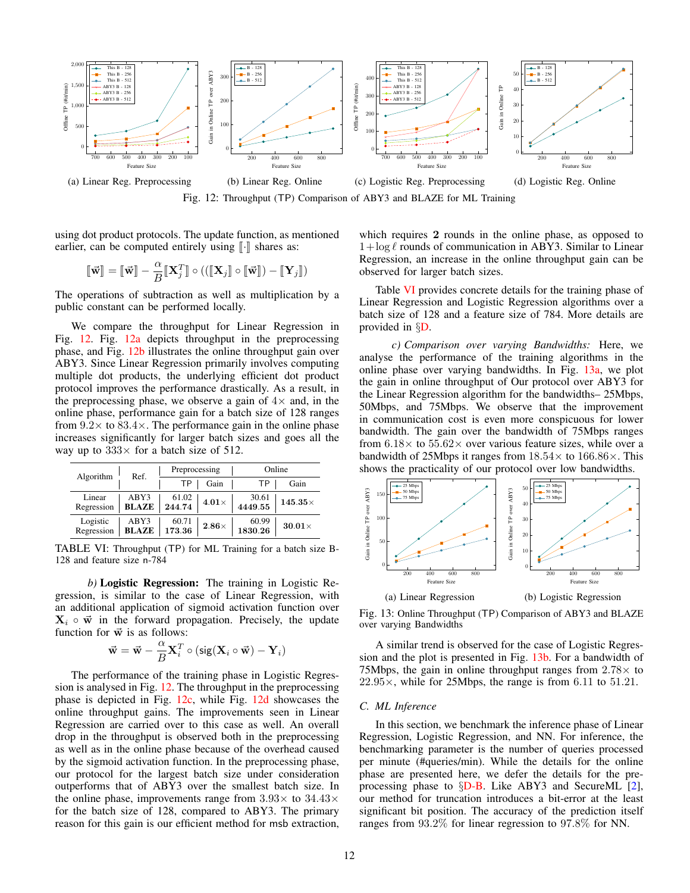(a) Linear Reg. Preprocessing (b) Linear Reg. Online (c) Logistic Reg. Preprocessing (d) Logistic Reg. Online

Fig. 12: Throughput (TP) Comparison of ABY3 and BLAZE for ML Training

using dot product protocols. The update function, as mentioned earlier, can be computed entirely using $[\![\cdot]\!]$ shares as:

$$[\![\vec{\mathbf{w}}]\!] = [\![\vec{\mathbf{w}}]\!] - \frac{\alpha}{B}[\![\mathbf{X}_j^T]\!] \circ (([\![\mathbf{X}_j]\!] \circ [\![\vec{\mathbf{w}}]\!]) - [\![\mathbf{Y}_j]\!])$$

The operations of subtraction as well as multiplication by a public constant can be performed locally.

We compare the throughput for Linear Regression in Fig. 12. Fig. 12a depicts throughput in the preprocessing phase, and Fig. 12b illustrates the online throughput gain over ABY3. Since Linear Regression primarily involves computing multiple dot products, the underlying efficient dot product protocol improves the performance drastically. As a result, in the preprocessing phase, we observe a gain of $4\times$ and, in the online phase, performance gain for a batch size of 128 ranges from $9.2\times$ to $83.4\times$. The performance gain in the online phase increases significantly for larger batch sizes and goes all the way up to $333\times$ for a batch size of 512.

| Algorithm | Ref. | Preprocessing | | Online | |
|---|---|---|---|---|---|
| | | TP | Gain | TP | Gain |
| Linear Regression | ABY3 | 61.02 | 4.01× | 30.61 | **145.35×** |
| | **BLAZE** | **244.74** | | **4449.55** | |
| Logistic Regression | ABY3 | 60.71 | 2.86× | 60.99 | **30.01×** |
| | **BLAZE** | **173.36** | | **1830.26** | |

TABLE VI: Throughput (TP) for ML Training for a batch size B-128 and feature size n-784

*b)* **Logistic Regression:** The training in Logistic Regression, is similar to the case of Linear Regression, with an additional application of sigmoid activation function over $\mathbf{X}_i \circ \vec{\mathbf{w}}$ in the forward propagation. Precisely, the update function for $\vec{\mathbf{w}}$ is as follows:

$$\vec{\mathbf{w}} = \vec{\mathbf{w}} - \frac{\alpha}{B}\mathbf{X}_i^T \circ (\mathsf{sig}(\mathbf{X}_i \circ \vec{\mathbf{w}}) - \mathbf{Y}_i)$$

The performance of the training phase in Logistic Regression is analysed in Fig. 12. The throughput in the preprocessing phase is depicted in Fig. 12c, while Fig. 12d showcases the online throughput gains. The improvements seen in Linear Regression are carried over to this case as well. An overall drop in the throughput is observed both in the preprocessing as well as in the online phase because of the overhead caused by the sigmoid activation function. In the preprocessing phase, our protocol for the largest batch size under consideration outperforms that of ABY3 over the smallest batch size. In the online phase, improvements range from $3.93\times$ to $34.43\times$ for the batch size of 128, compared to ABY3. The primary reason for this gain is our efficient method for msb extraction, which requires **2** rounds in the online phase, as opposed to $1 + \log \ell$ rounds of communication in ABY3. Similar to Linear Regression, an increase in the online throughput gain can be observed for larger batch sizes.

Table VI provides concrete details for the training phase of Linear Regression and Logistic Regression algorithms over a batch size of 128 and a feature size of 784. More details are provided in §D.

*c) Comparison over varying Bandwidths:* Here, we analyse the performance of the training algorithms in the online phase over varying bandwidths. In Fig. 13a, we plot the gain in online throughput of Our protocol over ABY3 for the Linear Regression algorithm for the bandwidths– 25Mbps, 50Mbps, and 75Mbps. We observe that the improvement in communication cost is even more conspicuous for lower bandwidth. The gain over the bandwidth of 75Mbps ranges from $6.18\times$ to $55.62\times$ over various feature sizes, while over a bandwidth of 25Mbps it ranges from $18.54\times$ to $166.86\times$. This shows the practicality of our protocol over low bandwidths.

(a) Linear Regression (b) Logistic Regression

Fig. 13: Online Throughput (TP) Comparison of ABY3 and BLAZE over varying Bandwidths

A similar trend is observed for the case of Logistic Regression and the plot is presented in Fig. 13b. For a bandwidth of 75Mbps, the gain in online throughput ranges from $2.78\times$ to $22.95\times$, while for 25Mbps, the range is from 6.11 to 51.21.

## C. ML Inference

In this section, we benchmark the inference phase of Linear Regression, Logistic Regression, and NN. For inference, the benchmarking parameter is the number of queries processed per minute (#queries/min). While the details for the online phase are presented here, we defer the details for the preprocessing phase to §D-B. Like ABY3 and SecureML [2], our method for truncation introduces a bit-error at the least significant bit position. The accuracy of the prediction itself ranges from 93.2% for linear regression to 97.8% for NN.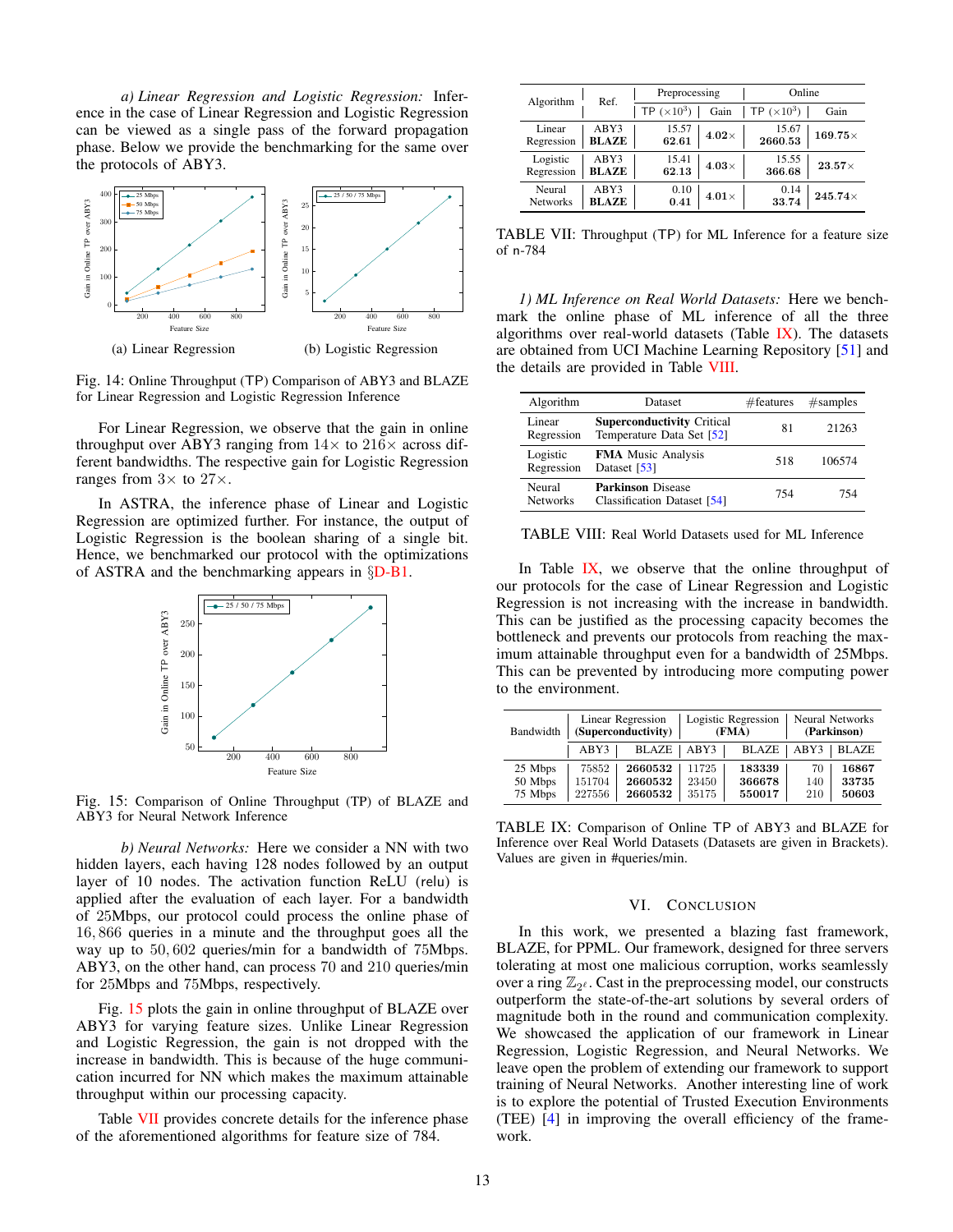*a) Linear Regression and Logistic Regression:* Inference in the case of Linear Regression and Logistic Regression can be viewed as a single pass of the forward propagation phase. Below we provide the benchmarking for the same over the protocols of ABY3.

(a) Linear Regression (b) Logistic Regression

Fig. 14: Online Throughput (TP) Comparison of ABY3 and BLAZE for Linear Regression and Logistic Regression Inference

For Linear Regression, we observe that the gain in online throughput over ABY3 ranging from $14\times$ to $216\times$ across different bandwidths. The respective gain for Logistic Regression ranges from $3\times$ to $27\times$.

In ASTRA, the inference phase of Linear and Logistic Regression are optimized further. For instance, the output of Logistic Regression is the boolean sharing of a single bit. Hence, we benchmarked our protocol with the optimizations of ASTRA and the benchmarking appears in §D-B1.

Fig. 15: Comparison of Online Throughput (TP) of BLAZE and ABY3 for Neural Network Inference

*b) Neural Networks:* Here we consider a NN with two hidden layers, each having 128 nodes followed by an output layer of 10 nodes. The activation function ReLU (relu) is applied after the evaluation of each layer. For a bandwidth of 25Mbps, our protocol could process the online phase of 16,866 queries in a minute and the throughput goes all the way up to 50,602 queries/min for a bandwidth of 75Mbps. ABY3, on the other hand, can process 70 and 210 queries/min for 25Mbps and 75Mbps, respectively.

Fig. 15 plots the gain in online throughput of BLAZE over ABY3 for varying feature sizes. Unlike Linear Regression and Logistic Regression, the gain is not dropped with the increase in bandwidth. This is because of the huge communication incurred for NN which makes the maximum attainable throughput within our processing capacity.

Table VII provides concrete details for the inference phase of the aforementioned algorithms for feature size of 784.

| Algorithm | Ref. | Preprocessing | | Online | |
|---|---|---|---|---|---|
| | | TP ($\times 10^3$) | Gain | TP ($\times 10^3$) | Gain |
| Linear Regression | ABY3 | 15.57 | **4.02×** | 15.67 | **169.75×** |
| | **BLAZE** | **62.61** | | **2660.53** | |
| Logistic Regression | ABY3 | 15.41 | **4.03×** | 15.55 | **23.57×** |
| | **BLAZE** | **62.13** | | **366.68** | |
| Neural Networks | ABY3 | 0.10 | **4.01×** | 0.14 | **245.74×** |
| | **BLAZE** | **0.41** | | **33.74** | |

TABLE VII: Throughput (TP) for ML Inference for a feature size of n-784

*1) ML Inference on Real World Datasets:* Here we benchmark the online phase of ML inference of all the three algorithms over real-world datasets (Table IX). The datasets are obtained from UCI Machine Learning Repository [51] and the details are provided in Table VIII.

| Algorithm | Dataset | #features | #samples |
|---|---|---|---|
| Linear Regression | **Superconductivity** Critical Temperature Data Set [52] | 81 | 21263 |
| Logistic Regression | **FMA** Music Analysis Dataset [53] | 518 | 106574 |
| Neural Networks | **Parkinson** Disease Classification Dataset [54] | 754 | 754 |

TABLE VIII: Real World Datasets used for ML Inference

In Table IX, we observe that the online throughput of our protocols for the case of Linear Regression and Logistic Regression is not increasing with the increase in bandwidth. This can be justified as the processing capacity becomes the bottleneck and prevents our protocols from reaching the maximum attainable throughput even for a bandwidth of 25Mbps. This can be prevented by introducing more computing power to the environment.

| Bandwidth | Linear Regression (**Superconductivity**) | | Logistic Regression (**FMA**) | | Neural Networks (**Parkinson**) | |
|---|---|---|---|---|---|---|
| | ABY3 | BLAZE | ABY3 | BLAZE | ABY3 | BLAZE |
| 25 Mbps | 75852 | **2660532** | 11725 | **183339** | 70 | **16867** |
| 50 Mbps | 151704 | **2660532** | 23450 | **366678** | 140 | **33735** |
| 75 Mbps | 227556 | **2660532** | 35175 | **550017** | 210 | **50603** |

TABLE IX: Comparison of Online TP of ABY3 and BLAZE for Inference over Real World Datasets (Datasets are given in Brackets). Values are given in #queries/min.

## VI. Conclusion

In this work, we presented a blazing fast framework, BLAZE, for PPML. Our framework, designed for three servers tolerating at most one malicious corruption, works seamlessly over a ring $\mathbb{Z}_{2^\ell}$. Cast in the preprocessing model, our constructs outperform the state-of-the-art solutions by several orders of magnitude both in the round and communication complexity. We showcased the application of our framework in Linear Regression, Logistic Regression, and Neural Networks. We leave open the problem of extending our framework to support training of Neural Networks. Another interesting line of work is to explore the potential of Trusted Execution Environments (TEE) [4] in improving the overall efficiency of the framework.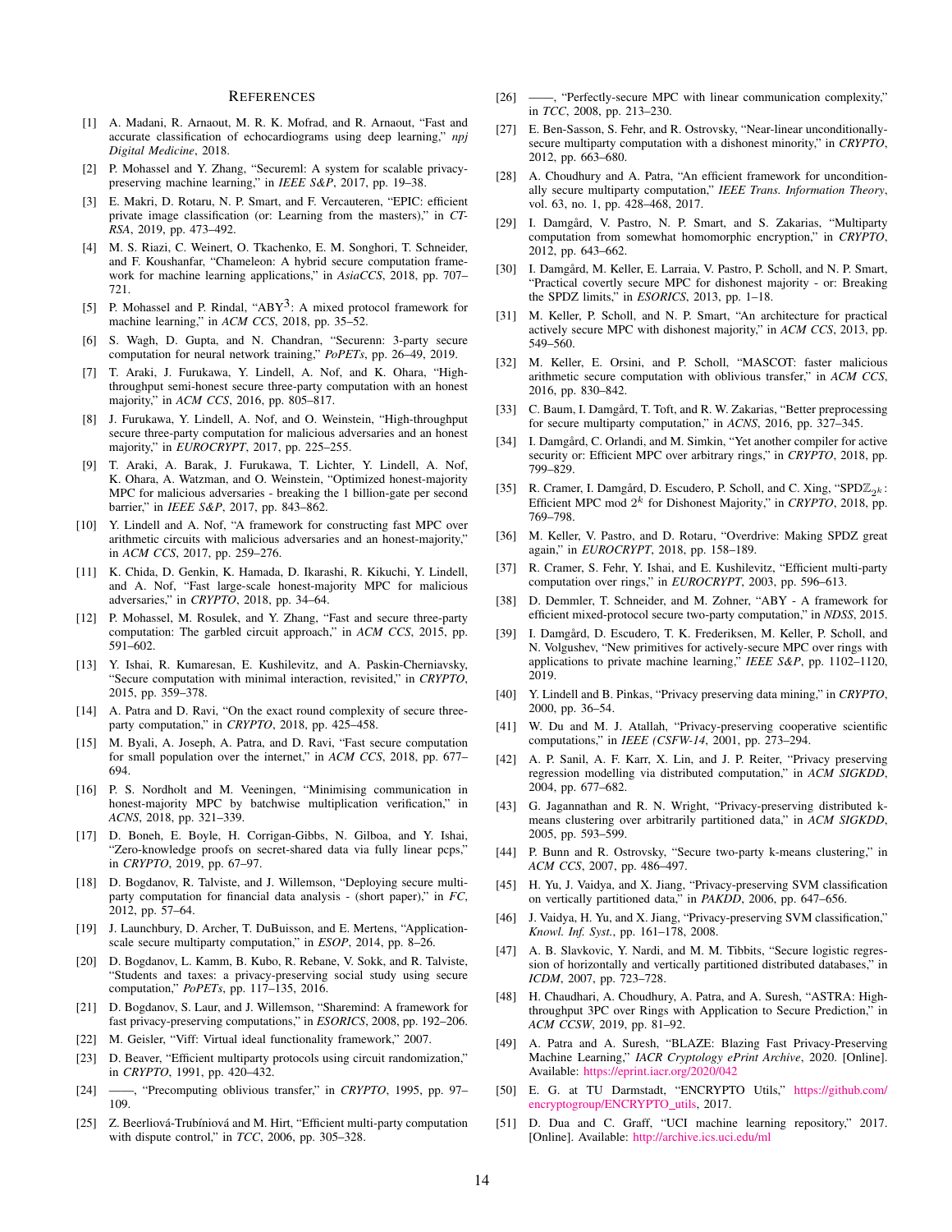# References

[1] A. Madani, R. Arnaout, M. R. K. Mofrad, and R. Arnaout, "Fast and accurate classification of echocardiograms using deep learning," *npj Digital Medicine*, 2018.

[2] P. Mohassel and Y. Zhang, "Secureml: A system for scalable privacy-preserving machine learning," in *IEEE S&P*, 2017, pp. 19–38.

[3] E. Makri, D. Rotaru, N. P. Smart, and F. Vercauteren, "EPIC: efficient private image classification (or: Learning from the masters)," in *CT-RSA*, 2019, pp. 473–492.

[4] M. S. Riazi, C. Weinert, O. Tkachenko, E. M. Songhori, T. Schneider, and F. Koushanfar, "Chameleon: A hybrid secure computation framework for machine learning applications," in *AsiaCCS*, 2018, pp. 707–721.

[5] P. Mohassel and P. Rindal, "ABY$^3$: A mixed protocol framework for machine learning," in *ACM CCS*, 2018, pp. 35–52.

[6] S. Wagh, D. Gupta, and N. Chandran, "Securenn: 3-party secure computation for neural network training," *PoPETs*, pp. 26–49, 2019.

[7] T. Araki, J. Furukawa, Y. Lindell, A. Nof, and K. Ohara, "High-throughput semi-honest secure three-party computation with an honest majority," in *ACM CCS*, 2016, pp. 805–817.

[8] J. Furukawa, Y. Lindell, A. Nof, and O. Weinstein, "High-throughput secure three-party computation for malicious adversaries and an honest majority," in *EUROCRYPT*, 2017, pp. 225–255.

[9] T. Araki, A. Barak, J. Furukawa, T. Lichter, Y. Lindell, A. Nof, K. Ohara, A. Watzman, and O. Weinstein, "Optimized honest-majority MPC for malicious adversaries - breaking the 1 billion-gate per second barrier," in *IEEE S&P*, 2017, pp. 843–862.

[10] Y. Lindell and A. Nof, "A framework for constructing fast MPC over arithmetic circuits with malicious adversaries and an honest-majority," in *ACM CCS*, 2017, pp. 259–276.

[11] K. Chida, D. Genkin, K. Hamada, D. Ikarashi, R. Kikuchi, Y. Lindell, and A. Nof, "Fast large-scale honest-majority MPC for malicious adversaries," in *CRYPTO*, 2018, pp. 34–64.

[12] P. Mohassel, M. Rosulek, and Y. Zhang, "Fast and secure three-party computation: The garbled circuit approach," in *ACM CCS*, 2015, pp. 591–602.

[13] Y. Ishai, R. Kumaresan, E. Kushilevitz, and A. Paskin-Cherniavsky, "Secure computation with minimal interaction, revisited," in *CRYPTO*, 2015, pp. 359–378.

[14] A. Patra and D. Ravi, "On the exact round complexity of secure three-party computation," in *CRYPTO*, 2018, pp. 425–458.

[15] M. Byali, A. Joseph, A. Patra, and D. Ravi, "Fast secure computation for small population over the internet," in *ACM CCS*, 2018, pp. 677–694.

[16] P. S. Nordholt and M. Veeningen, "Minimising communication in honest-majority MPC by batchwise multiplication verification," in *ACNS*, 2018, pp. 321–339.

[17] D. Boneh, E. Boyle, H. Corrigan-Gibbs, N. Gilboa, and Y. Ishai, "Zero-knowledge proofs on secret-shared data via fully linear pcps," in *CRYPTO*, 2019, pp. 67–97.

[18] D. Bogdanov, R. Talviste, and J. Willemson, "Deploying secure multi-party computation for financial data analysis - (short paper)," in *FC*, 2012, pp. 57–64.

[19] J. Launchbury, D. Archer, T. DuBuisson, and E. Mertens, "Application-scale secure multiparty computation," in *ESOP*, 2014, pp. 8–26.

[20] D. Bogdanov, L. Kamm, B. Kubo, R. Rebane, V. Sokk, and R. Talviste, "Students and taxes: a privacy-preserving social study using secure computation," *PoPETs*, pp. 117–135, 2016.

[21] D. Bogdanov, S. Laur, and J. Willemson, "Sharemind: A framework for fast privacy-preserving computations," in *ESORICS*, 2008, pp. 192–206.

[22] M. Geisler, "Viff: Virtual ideal functionality framework," 2007.

[23] D. Beaver, "Efficient multiparty protocols using circuit randomization," in *CRYPTO*, 1991, pp. 420–432.

[24] ——, "Precomputing oblivious transfer," in *CRYPTO*, 1995, pp. 97–109.

[25] Z. Beerliová-Trubíniová and M. Hirt, "Efficient multi-party computation with dispute control," in *TCC*, 2006, pp. 305–328.

[26] ——, "Perfectly-secure MPC with linear communication complexity," in *TCC*, 2008, pp. 213–230.

[27] E. Ben-Sasson, S. Fehr, and R. Ostrovsky, "Near-linear unconditionally-secure multiparty computation with a dishonest minority," in *CRYPTO*, 2012, pp. 663–680.

[28] A. Choudhury and A. Patra, "An efficient framework for unconditionally secure multiparty computation," *IEEE Trans. Information Theory*, vol. 63, no. 1, pp. 428–468, 2017.

[29] I. Damgård, V. Pastro, N. P. Smart, and S. Zakarias, "Multiparty computation from somewhat homomorphic encryption," in *CRYPTO*, 2012, pp. 643–662.

[30] I. Damgård, M. Keller, E. Larraia, V. Pastro, P. Scholl, and N. P. Smart, "Practical covertly secure MPC for dishonest majority - or: Breaking the SPDZ limits," in *ESORICS*, 2013, pp. 1–18.

[31] M. Keller, P. Scholl, and N. P. Smart, "An architecture for practical actively secure MPC with dishonest majority," in *ACM CCS*, 2013, pp. 549–560.

[32] M. Keller, E. Orsini, and P. Scholl, "MASCOT: faster malicious arithmetic secure computation with oblivious transfer," in *ACM CCS*, 2016, pp. 830–842.

[33] C. Baum, I. Damgård, T. Toft, and R. W. Zakarias, "Better preprocessing for secure multiparty computation," in *ACNS*, 2016, pp. 327–345.

[34] I. Damgård, C. Orlandi, and M. Simkin, "Yet another compiler for active security or: Efficient MPC over arbitrary rings," in *CRYPTO*, 2018, pp. 799–829.

[35] R. Cramer, I. Damgård, D. Escudero, P. Scholl, and C. Xing, "SPD$\mathbb{Z}_{2^k}$: Efficient MPC mod $2^k$ for Dishonest Majority," in *CRYPTO*, 2018, pp. 769–798.

[36] M. Keller, V. Pastro, and D. Rotaru, "Overdrive: Making SPDZ great again," in *EUROCRYPT*, 2018, pp. 158–189.

[37] R. Cramer, S. Fehr, Y. Ishai, and E. Kushilevitz, "Efficient multi-party computation over rings," in *EUROCRYPT*, 2003, pp. 596–613.

[38] D. Demmler, T. Schneider, and M. Zohner, "ABY - A framework for efficient mixed-protocol secure two-party computation," in *NDSS*, 2015.

[39] I. Damgård, D. Escudero, T. K. Frederiksen, M. Keller, P. Scholl, and N. Volgushev, "New primitives for actively-secure MPC over rings with applications to private machine learning," *IEEE S&P*, pp. 1102–1120, 2019.

[40] Y. Lindell and B. Pinkas, "Privacy preserving data mining," in *CRYPTO*, 2000, pp. 36–54.

[41] W. Du and M. J. Atallah, "Privacy-preserving cooperative scientific computations," in *IEEE (CSFW-14*, 2001, pp. 273–294.

[42] A. P. Sanil, A. F. Karr, X. Lin, and J. P. Reiter, "Privacy preserving regression modelling via distributed computation," in *ACM SIGKDD*, 2004, pp. 677–682.

[43] G. Jagannathan and R. N. Wright, "Privacy-preserving distributed k-means clustering over arbitrarily partitioned data," in *ACM SIGKDD*, 2005, pp. 593–599.

[44] P. Bunn and R. Ostrovsky, "Secure two-party k-means clustering," in *ACM CCS*, 2007, pp. 486–497.

[45] H. Yu, J. Vaidya, and X. Jiang, "Privacy-preserving SVM classification on vertically partitioned data," in *PAKDD*, 2006, pp. 647–656.

[46] J. Vaidya, H. Yu, and X. Jiang, "Privacy-preserving SVM classification," *Knowl. Inf. Syst.*, pp. 161–178, 2008.

[47] A. B. Slavkovic, Y. Nardi, and M. M. Tibbits, "Secure logistic regression of horizontally and vertically partitioned distributed databases," in *ICDM*, 2007, pp. 723–728.

[48] H. Chaudhari, A. Choudhury, A. Patra, and A. Suresh, "ASTRA: High-throughput 3PC over Rings with Application to Secure Prediction," in *ACM CCSW*, 2019, pp. 81–92.

[49] A. Patra and A. Suresh, "BLAZE: Blazing Fast Privacy-Preserving Machine Learning," *IACR Cryptology ePrint Archive*, 2020. [Online]. Available: https://eprint.iacr.org/2020/042

[50] E. G. at TU Darmstadt, "ENCRYPTO Utils," https://github.com/encryptogroup/ENCRYPTO_utils, 2017.

[51] D. Dua and C. Graff, "UCI machine learning repository," 2017. [Online]. Available: http://archive.ics.uci.edu/ml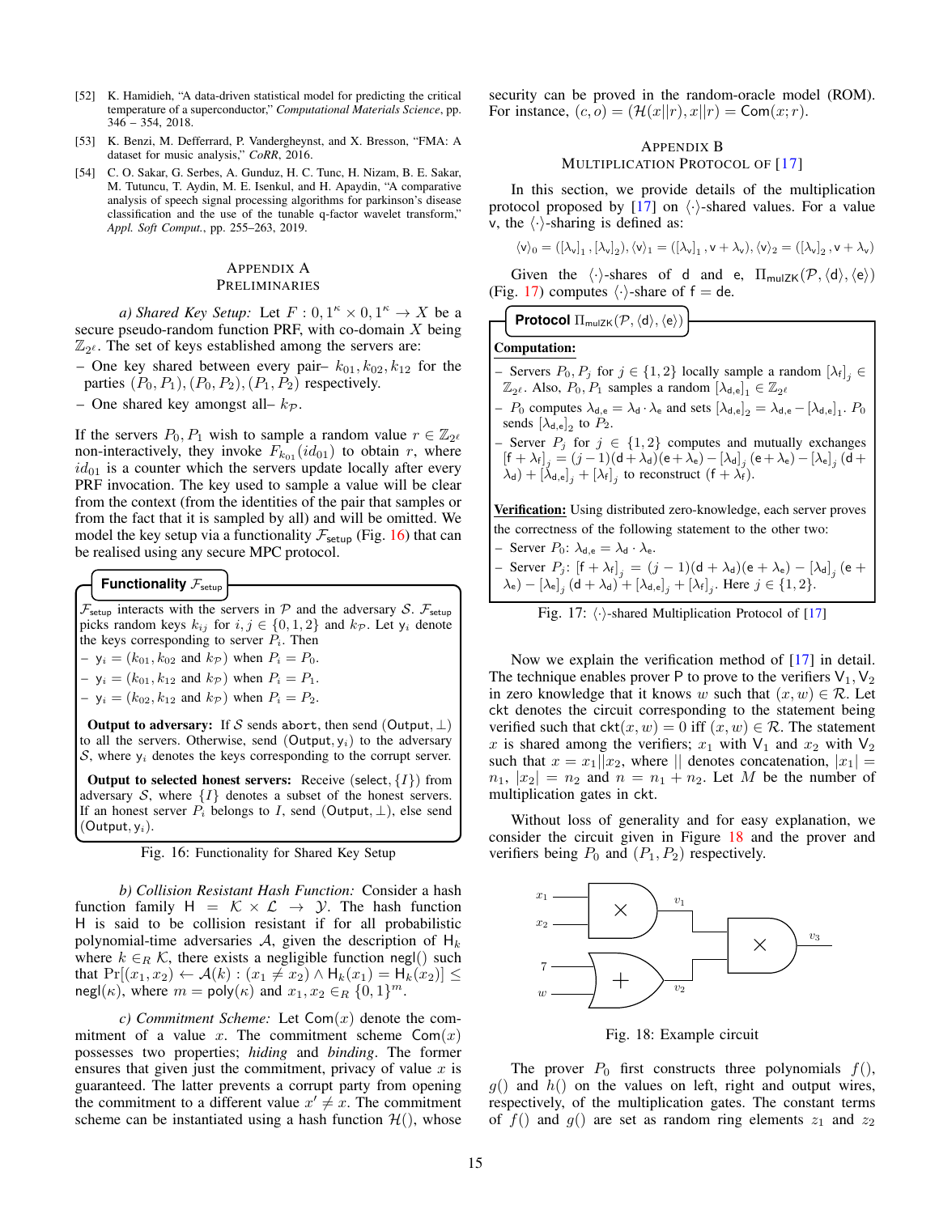[52] K. Hamidieh, "A data-driven statistical model for predicting the critical temperature of a superconductor," *Computational Materials Science*, pp. 346 – 354, 2018.

[53] K. Benzi, M. Defferrard, P. Vandergheynst, and X. Bresson, "FMA: A dataset for music analysis," *CoRR*, 2016.

[54] C. O. Sakar, G. Serbes, A. Gunduz, H. C. Tunc, H. Nizam, B. E. Sakar, M. Tutuncu, T. Aydin, M. E. Isenkul, and H. Apaydin, "A comparative analysis of speech signal processing algorithms for parkinson's disease classification and the use of the tunable q-factor wavelet transform," *Appl. Soft Comput.*, pp. 255–263, 2019.

## Appendix A
## Preliminaries

*a) Shared Key Setup:* Let $F : 0,1^\kappa \times 0,1^\kappa \rightarrow X$ be a secure pseudo-random function PRF, with co-domain $X$ being $\mathbb{Z}_{2^\ell}$. The set of keys established among the servers are:

– One key shared between every pair– $k_{01}, k_{02}, k_{12}$ for the parties $(P_0, P_1), (P_0, P_2), (P_1, P_2)$ respectively.

– One shared key amongst all– $k_{\mathcal{P}}$.

If the servers $P_0, P_1$ wish to sample a random value $r \in \mathbb{Z}_{2^\ell}$ non-interactively, they invoke $F_{k_{01}}(id_{01})$ to obtain $r$, where $id_{01}$ is a counter which the servers update locally after every PRF invocation. The key used to sample a value will be clear from the context (from the identities of the pair that samples or from the fact that it is sampled by all) and will be omitted. We model the key setup via a functionality $\mathcal{F}_{\mathsf{setup}}$ (Fig. 16) that can be realised using any secure MPC protocol.

**Functionality $\mathcal{F}_{\mathsf{setup}}$**

$\mathcal{F}_{\mathsf{setup}}$ interacts with the servers in $\mathcal{P}$ and the adversary $\mathcal{S}$. $\mathcal{F}_{\mathsf{setup}}$ picks random keys $k_{ij}$ for $i, j \in \{0, 1, 2\}$ and $k_{\mathcal{P}}$. Let $\mathsf{y}_i$ denote the keys corresponding to server $P_i$. Then

– $\mathsf{y}_i = (k_{01}, k_{02}$ and $k_{\mathcal{P}})$ when $P_i = P_0$.
– $\mathsf{y}_i = (k_{01}, k_{12}$ and $k_{\mathcal{P}})$ when $P_i = P_1$.
– $\mathsf{y}_i = (k_{02}, k_{12}$ and $k_{\mathcal{P}})$ when $P_i = P_2$.

**Output to adversary:** If $\mathcal{S}$ sends abort, then send $(\mathsf{Output}, \perp)$ to all the servers. Otherwise, send $(\mathsf{Output}, \mathsf{y}_i)$ to the adversary $\mathcal{S}$, where $\mathsf{y}_i$ denotes the keys corresponding to the corrupt server.

**Output to selected honest servers:** Receive $(\mathsf{select}, \{I\})$ from adversary $\mathcal{S}$, where $\{I\}$ denotes a subset of the honest servers. If an honest server $P_i$ belongs to $I$, send $(\mathsf{Output}, \perp)$, else send $(\mathsf{Output}, \mathsf{y}_i)$.

Fig. 16: Functionality for Shared Key Setup

*b) Collision Resistant Hash Function:* Consider a hash function family $\mathsf{H} = \mathcal{K} \times \mathcal{L} \rightarrow \mathcal{Y}$. The hash function $\mathsf{H}$ is said to be collision resistant if for all probabilistic polynomial-time adversaries $\mathcal{A}$, given the description of $\mathsf{H}_k$ where $k \in_R \mathcal{K}$, there exists a negligible function $\mathsf{negl}()$ such that $\Pr[(x_1, x_2) \leftarrow \mathcal{A}(k) : (x_1 \neq x_2) \wedge \mathsf{H}_k(x_1) = \mathsf{H}_k(x_2)] \leq \mathsf{negl}(\kappa)$, where $m = \mathsf{poly}(\kappa)$ and $x_1, x_2 \in_R \{0, 1\}^m$.

*c) Commitment Scheme:* Let $\mathsf{Com}(x)$ denote the commitment of a value $x$. The commitment scheme $\mathsf{Com}(x)$ possesses two properties; *hiding* and *binding*. The former ensures that given just the commitment, privacy of value $x$ is guaranteed. The latter prevents a corrupt party from opening the commitment to a different value $x' \neq x$. The commitment scheme can be instantiated using a hash function $\mathcal{H}()$, whose security can be proved in the random-oracle model (ROM). For instance, $(c, o) = (\mathcal{H}(x||r), x||r) = \mathsf{Com}(x; r)$.

## Appendix B
## Multiplication Protocol of [17]

In this section, we provide details of the multiplication protocol proposed by [17] on $\langle\cdot\rangle$-shared values. For a value $\mathsf{v}$, the $\langle\cdot\rangle$-sharing is defined as:

$$\langle \mathsf{v} \rangle_0 = ([\lambda_\mathsf{v}]_1, [\lambda_\mathsf{v}]_2), \langle \mathsf{v} \rangle_1 = ([\lambda_\mathsf{v}]_1, \mathsf{v} + \lambda_\mathsf{v}), \langle \mathsf{v} \rangle_2 = ([\lambda_\mathsf{v}]_2, \mathsf{v} + \lambda_\mathsf{v})$$

Given the $\langle\cdot\rangle$-shares of $\mathsf{d}$ and $\mathsf{e}$, $\Pi_{\mathsf{mulZK}}(\mathcal{P}, \langle \mathsf{d} \rangle, \langle \mathsf{e} \rangle)$ (Fig. 17) computes $\langle\cdot\rangle$-share of $\mathsf{f} = \mathsf{de}$.

**Protocol $\Pi_{\mathsf{mulZK}}(\mathcal{P}, \langle \mathsf{d} \rangle, \langle \mathsf{e} \rangle)$**

**Computation:**

– Servers $P_0, P_j$ for $j \in \{1, 2\}$ locally sample a random $[\lambda_\mathsf{f}]_j \in \mathbb{Z}_{2^\ell}$. Also, $P_0, P_1$ samples a random $[\lambda_{\mathsf{d},\mathsf{e}}]_1 \in \mathbb{Z}_{2^\ell}$
– $P_0$ computes $\lambda_{\mathsf{d},\mathsf{e}} = \lambda_\mathsf{d} \cdot \lambda_\mathsf{e}$ and sets $[\lambda_{\mathsf{d},\mathsf{e}}]_2 = \lambda_{\mathsf{d},\mathsf{e}} - [\lambda_{\mathsf{d},\mathsf{e}}]_1$. $P_0$ sends $[\lambda_{\mathsf{d},\mathsf{e}}]_2$ to $P_2$.
– Server $P_j$ for $j \in \{1, 2\}$ computes and mutually exchanges $[\mathsf{f} + \lambda_\mathsf{f}]_j = (j-1)(\mathsf{d} + \lambda_\mathsf{d})(\mathsf{e} + \lambda_\mathsf{e}) - [\lambda_\mathsf{d}]_j (\mathsf{e} + \lambda_\mathsf{e}) - [\lambda_\mathsf{e}]_j (\mathsf{d} + \lambda_\mathsf{d}) + [\lambda_{\mathsf{d},\mathsf{e}}]_j + [\lambda_\mathsf{f}]_j$ to reconstruct $(\mathsf{f} + \lambda_\mathsf{f})$.

**Verification:** Using distributed zero-knowledge, each server proves the correctness of the following statement to the other two:

– Server $P_0$: $\lambda_{\mathsf{d},\mathsf{e}} = \lambda_\mathsf{d} \cdot \lambda_\mathsf{e}$.
– Server $P_j$: $[\mathsf{f} + \lambda_\mathsf{f}]_j = (j-1)(\mathsf{d} + \lambda_\mathsf{d})(\mathsf{e} + \lambda_\mathsf{e}) - [\lambda_\mathsf{d}]_j (\mathsf{e} + \lambda_\mathsf{e}) - [\lambda_\mathsf{e}]_j (\mathsf{d} + \lambda_\mathsf{d}) + [\lambda_{\mathsf{d},\mathsf{e}}]_j + [\lambda_\mathsf{f}]_j$. Here $j \in \{1, 2\}$.

Fig. 17: $\langle\cdot\rangle$-shared Multiplication Protocol of [17]

Now we explain the verification method of [17] in detail. The technique enables prover $\mathsf{P}$ to prove to the verifiers $\mathsf{V}_1, \mathsf{V}_2$ in zero knowledge that it knows $w$ such that $(x, w) \in \mathcal{R}$. Let $\mathsf{ckt}$ denotes the circuit corresponding to the statement being verified such that $\mathsf{ckt}(x, w) = 0$ iff $(x, w) \in \mathcal{R}$. The statement $x$ is shared among the verifiers; $x_1$ with $\mathsf{V}_1$ and $x_2$ with $\mathsf{V}_2$ such that $x = x_1 || x_2$, where $||$ denotes concatenation, $|x_1| = n_1$, $|x_2| = n_2$ and $n = n_1 + n_2$. Let $M$ be the number of multiplication gates in $\mathsf{ckt}$.

Without loss of generality and for easy explanation, we consider the circuit given in Figure 18 and the prover and verifiers being $P_0$ and $(P_1, P_2)$ respectively.

Fig. 18: Example circuit

The prover $P_0$ first constructs three polynomials $f()$, $g()$ and $h()$ on the values on left, right and output wires, respectively, of the multiplication gates. The constant terms of $f()$ and $g()$ are set as random ring elements $z_1$ and $z_2$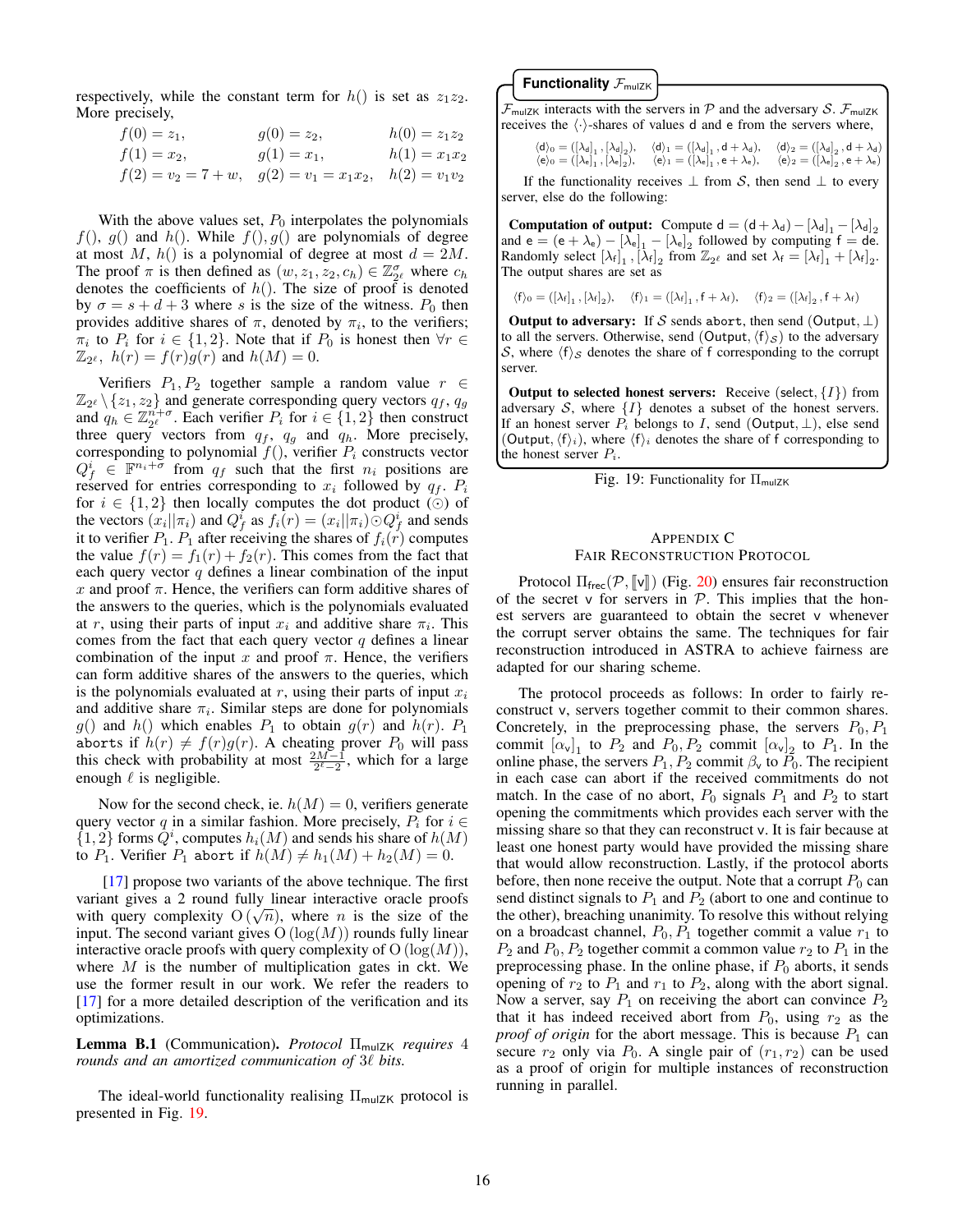respectively, while the constant term for $h()$ is set as $z_1 z_2$. More precisely,

$$\begin{aligned} f(0) &= z_1, & g(0) &= z_2, & h(0) &= z_1 z_2 \\ f(1) &= x_2, & g(1) &= x_1, & h(1) &= x_1 x_2 \\ f(2) &= v_2 = 7 + w, & g(2) &= v_1 = x_1 x_2, & h(2) &= v_1 v_2 \end{aligned}$$

With the above values set, $P_0$ interpolates the polynomials $f()$, $g()$ and $h()$. While $f(), g()$ are polynomials of degree at most $M$, $h()$ is a polynomial of degree at most $d = 2M$. The proof $\pi$ is then defined as $(w, z_1, z_2, c_h) \in \mathbb{Z}_{2^\ell}^{\sigma}$ where $c_h$ denotes the coefficients of $h()$. The size of proof is denoted by $\sigma = s + d + 3$ where $s$ is the size of the witness. $P_0$ then provides additive shares of $\pi$, denoted by $\pi_i$, to the verifiers; $\pi_i$ to $P_i$ for $i \in \{1, 2\}$. Note that if $P_0$ is honest then $\forall r \in \mathbb{Z}_{2^\ell},\ h(r) = f(r)g(r)$ and $h(M) = 0$.

Verifiers $P_1, P_2$ together sample a random value $r \in \mathbb{Z}_{2^\ell} \setminus \{z_1, z_2\}$ and generate corresponding query vectors $q_f$, $q_g$ and $q_h \in \mathbb{Z}_{2^\ell}^{n+\sigma}$. Each verifier $P_i$ for $i \in \{1, 2\}$ then construct three query vectors from $q_f$, $q_g$ and $q_h$. More precisely, corresponding to polynomial $f()$, verifier $P_i$ constructs vector $Q_f^i \in \mathbb{F}^{n_i+\sigma}$ from $q_f$ such that the first $n_i$ positions are reserved for entries corresponding to $x_i$ followed by $q_f$. $P_i$ for $i \in \{1, 2\}$ then locally computes the dot product ($\odot$) of the vectors $(x_i || \pi_i)$ and $Q_f^i$ as $f_i(r) = (x_i || \pi_i) \odot Q_f^i$ and sends it to verifier $P_1$. $P_1$ after receiving the shares of $f_i(r)$ computes the value $f(r) = f_1(r) + f_2(r)$. This comes from the fact that each query vector $q$ defines a linear combination of the input $x$ and proof $\pi$. Hence, the verifiers can form additive shares of the answers to the queries, which is the polynomials evaluated at $r$, using their parts of input $x_i$ and additive share $\pi_i$. This comes from the fact that each query vector $q$ defines a linear combination of the input $x$ and proof $\pi$. Hence, the verifiers can form additive shares of the answers to the queries, which is the polynomials evaluated at $r$, using their parts of input $x_i$ and additive share $\pi_i$. Similar steps are done for polynomials $g()$ and $h()$ which enables $P_1$ to obtain $g(r)$ and $h(r)$. $P_1$ aborts if $h(r) \neq f(r)g(r)$. A cheating prover $P_0$ will pass this check with probability at most $\frac{2M-1}{2^\ell - 2}$, which for a large enough $\ell$ is negligible.

Now for the second check, ie. $h(M) = 0$, verifiers generate query vector $q$ in a similar fashion. More precisely, $P_i$ for $i \in \{1, 2\}$ forms $Q^i$, computes $h_i(M)$ and sends his share of $h(M)$ to $P_1$. Verifier $P_1$ abort if $h(M) \neq h_1(M) + h_2(M) = 0$.

[17] propose two variants of the above technique. The first variant gives a 2 round fully linear interactive oracle proofs with query complexity $O(\sqrt{n})$, where $n$ is the size of the input. The second variant gives $O(\log(M))$ rounds fully linear interactive oracle proofs with query complexity of $O(\log(M))$, where $M$ is the number of multiplication gates in ckt. We use the former result in our work. We refer the readers to [17] for a more detailed description of the verification and its optimizations.

**Lemma B.1** (Communication). *Protocol $\Pi_{\mathsf{mulZK}}$ requires 4 rounds and an amortized communication of $3\ell$ bits.*

The ideal-world functionality realising $\Pi_{\mathsf{mulZK}}$ protocol is presented in Fig. 19.

**Functionality $\mathcal{F}_{\mathsf{mulZK}}$**

$\mathcal{F}_{\mathsf{mulZK}}$ interacts with the servers in $\mathcal{P}$ and the adversary $\mathcal{S}$. $\mathcal{F}_{\mathsf{mulZK}}$ receives the $\langle\cdot\rangle$-shares of values $\mathsf{d}$ and $\mathsf{e}$ from the servers where,

$$\begin{aligned} \langle \mathsf{d} \rangle_0 &= ([\lambda_{\mathsf{d}}]_1, [\lambda_{\mathsf{d}}]_2), & \langle \mathsf{d} \rangle_1 &= ([\lambda_{\mathsf{d}}]_1, \mathsf{d} + \lambda_{\mathsf{d}}), & \langle \mathsf{d} \rangle_2 &= ([\lambda_{\mathsf{d}}]_2, \mathsf{d} + \lambda_{\mathsf{d}}) \\ \langle \mathsf{e} \rangle_0 &= ([\lambda_{\mathsf{e}}]_1, [\lambda_{\mathsf{e}}]_2), & \langle \mathsf{e} \rangle_1 &= ([\lambda_{\mathsf{e}}]_1, \mathsf{e} + \lambda_{\mathsf{e}}), & \langle \mathsf{e} \rangle_2 &= ([\lambda_{\mathsf{e}}]_2, \mathsf{e} + \lambda_{\mathsf{e}}) \end{aligned}$$

If the functionality receives $\perp$ from $\mathcal{S}$, then send $\perp$ to every server, else do the following:

**Computation of output:** Compute $\mathsf{d} = (\mathsf{d} + \lambda_{\mathsf{d}}) - [\lambda_{\mathsf{d}}]_1 - [\lambda_{\mathsf{d}}]_2$ and $\mathsf{e} = (\mathsf{e} + \lambda_{\mathsf{e}}) - [\lambda_{\mathsf{e}}]_1 - [\lambda_{\mathsf{e}}]_2$ followed by computing $\mathsf{f} = \mathsf{de}$. Randomly select $[\lambda_{\mathsf{f}}]_1, [\lambda_{\mathsf{f}}]_2$ from $\mathbb{Z}_{2^\ell}$ and set $\lambda_{\mathsf{f}} = [\lambda_{\mathsf{f}}]_1 + [\lambda_{\mathsf{f}}]_2$. The output shares are set as

$$\langle \mathsf{f} \rangle_0 = ([\lambda_{\mathsf{f}}]_1, [\lambda_{\mathsf{f}}]_2), \quad \langle \mathsf{f} \rangle_1 = ([\lambda_{\mathsf{f}}]_1, \mathsf{f} + \lambda_{\mathsf{f}}), \quad \langle \mathsf{f} \rangle_2 = ([\lambda_{\mathsf{f}}]_2, \mathsf{f} + \lambda_{\mathsf{f}})$$

**Output to adversary:** If $\mathcal{S}$ sends $\mathsf{abort}$, then send $(\mathsf{Output}, \perp)$ to all the servers. Otherwise, send $(\mathsf{Output}, \langle \mathsf{f} \rangle_{\mathcal{S}})$ to the adversary $\mathcal{S}$, where $\langle \mathsf{f} \rangle_{\mathcal{S}}$ denotes the share of $\mathsf{f}$ corresponding to the corrupt server.

**Output to selected honest servers:** Receive $(\mathsf{select}, \{I\})$ from adversary $\mathcal{S}$, where $\{I\}$ denotes a subset of the honest servers. If an honest server $P_i$ belongs to $I$, send $(\mathsf{Output}, \perp)$, else send $(\mathsf{Output}, \langle \mathsf{f} \rangle_i)$, where $\langle \mathsf{f} \rangle_i$ denotes the share of $\mathsf{f}$ corresponding to the honest server $P_i$.

Fig. 19: Functionality for $\Pi_{\mathsf{mulZK}}$

## Appendix C
## Fair Reconstruction Protocol

Protocol $\Pi_{\mathsf{frec}}(\mathcal{P}, [\![\mathsf{v}]\!])$ (Fig. 20) ensures fair reconstruction of the secret $\mathsf{v}$ for servers in $\mathcal{P}$. This implies that the honest servers are guaranteed to obtain the secret $\mathsf{v}$ whenever the corrupt server obtains the same. The techniques for fair reconstruction introduced in ASTRA to achieve fairness are adapted for our sharing scheme.

The protocol proceeds as follows: In order to fairly reconstruct $\mathsf{v}$, servers together commit to their common shares. Concretely, in the preprocessing phase, the servers $P_0, P_1$ commit $[\alpha_{\mathsf{v}}]_1$ to $P_2$ and $P_0, P_2$ commit $[\alpha_{\mathsf{v}}]_2$ to $P_1$. In the online phase, the servers $P_1, P_2$ commit $\beta_{\mathsf{v}}$ to $P_0$. The recipient in each case can abort if the received commitments do not match. In the case of no abort, $P_0$ signals $P_1$ and $P_2$ to start opening the commitments which provides each server with the missing share so that they can reconstruct $\mathsf{v}$. It is fair because at least one honest party would have provided the missing share that would allow reconstruction. Lastly, if the protocol aborts before, then none receive the output. Note that a corrupt $P_0$ can send distinct signals to $P_1$ and $P_2$ (abort to one and continue to the other), breaching unanimity. To resolve this without relying on a broadcast channel, $P_0, P_1$ together commit a value $r_1$ to $P_2$ and $P_0, P_2$ together commit a common value $r_2$ to $P_1$ in the preprocessing phase. In the online phase, if $P_0$ aborts, it sends opening of $r_2$ to $P_1$ and $r_1$ to $P_2$, along with the abort signal. Now a server, say $P_1$ on receiving the abort can convince $P_2$ that it has indeed received abort from $P_0$, using $r_2$ as the *proof of origin* for the abort message. This is because $P_1$ can secure $r_2$ only via $P_0$. A single pair of $(r_1, r_2)$ can be used as a proof of origin for multiple instances of reconstruction running in parallel.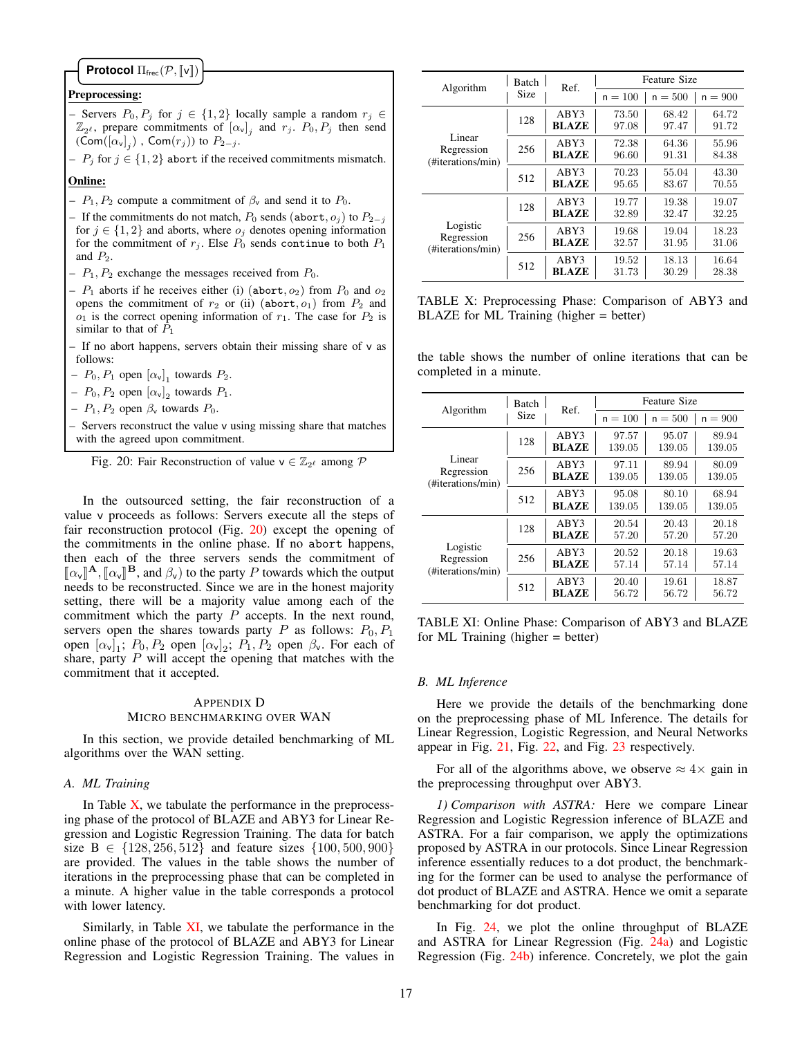**Protocol $\Pi_{\mathsf{frec}}(\mathcal{P}, [\![\mathsf{v}]\!])$**

**Preprocessing:**

- Servers $P_0, P_j$ for $j \in \{1,2\}$ locally sample a random $r_j \in \mathbb{Z}_{2^\ell}$, prepare commitments of $[\alpha_\mathsf{v}]_j$ and $r_j$. $P_0, P_j$ then send $(\mathsf{Com}([\alpha_\mathsf{v}]_j), \mathsf{Com}(r_j))$ to $P_{2-j}$.
- $P_j$ for $j \in \{1,2\}$ abort if the received commitments mismatch.

**Online:**

- $P_1, P_2$ compute a commitment of $\beta_\mathsf{v}$ and send it to $P_0$.
- If the commitments do not match, $P_0$ sends $(\mathtt{abort}, o_j)$ to $P_{2-j}$ for $j \in \{1,2\}$ and aborts, where $o_j$ denotes opening information for the commitment of $r_j$. Else $P_0$ sends $\mathtt{continue}$ to both $P_1$ and $P_2$.
- $P_1, P_2$ exchange the messages received from $P_0$.
- $P_1$ aborts if he receives either (i) $(\mathtt{abort}, o_2)$ from $P_0$ and $o_2$ opens the commitment of $r_2$ or (ii) $(\mathtt{abort}, o_1)$ from $P_2$ and $o_1$ is the correct opening information of $r_1$. The case for $P_2$ is similar to that of $P_1$
- If no abort happens, servers obtain their missing share of $\mathsf{v}$ as follows:
- $P_0, P_1$ open $[\alpha_\mathsf{v}]_1$ towards $P_2$.
- $P_0, P_2$ open $[\alpha_\mathsf{v}]_2$ towards $P_1$.
- $P_1, P_2$ open $\beta_\mathsf{v}$ towards $P_0$.
- Servers reconstruct the value $\mathsf{v}$ using missing share that matches with the agreed upon commitment.

Fig. 20: Fair Reconstruction of value $\mathsf{v} \in \mathbb{Z}_{2^\ell}$ among $\mathcal{P}$

In the outsourced setting, the fair reconstruction of a value $\mathsf{v}$ proceeds as follows: Servers execute all the steps of fair reconstruction protocol (Fig. 20) except the opening of the commitments in the online phase. If no $\mathtt{abort}$ happens, then each of the three servers sends the commitment of $[\![\alpha_\mathsf{v}]\!]^{\mathbf{A}}, [\![\alpha_\mathsf{v}]\!]^{\mathbf{B}}$, and $\beta_\mathsf{v}$) to the party $P$ towards which the output needs to be reconstructed. Since we are in the honest majority setting, there will be a majority value among each of the commitment which the party $P$ accepts. In the next round, servers open the shares towards party $P$ as follows: $P_0, P_1$ open $[\alpha_\mathsf{v}]_1$; $P_0, P_2$ open $[\alpha_\mathsf{v}]_2$; $P_1, P_2$ open $\beta_\mathsf{v}$. For each of share, party $P$ will accept the opening that matches with the commitment that it accepted.

## Appendix D
## Micro Benchmarking over WAN

In this section, we provide detailed benchmarking of ML algorithms over the WAN setting.

### A. ML Training

In Table X, we tabulate the performance in the preprocessing phase of the protocol of BLAZE and ABY3 for Linear Regression and Logistic Regression Training. The data for batch size B $\in \{128, 256, 512\}$ and feature sizes $\{100, 500, 900\}$ are provided. The values in the table shows the number of iterations in the preprocessing phase that can be completed in a minute. A higher value in the table corresponds a protocol with lower latency.

Similarly, in Table XI, we tabulate the performance in the online phase of the protocol of BLAZE and ABY3 for Linear Regression and Logistic Regression Training. The values in the table shows the number of online iterations that can be completed in a minute.

| Algorithm | Batch Size | Ref. | Feature Size | | |
|---|---|---|---|---|---|
| | | | n = 100 | n = 500 | n = 900 |
| Linear Regression (#iterations/min) | 128 | ABY3 | 73.50 | 68.42 | 64.72 |
| | | **BLAZE** | 97.08 | 97.47 | 91.72 |
| | 256 | ABY3 | 72.38 | 64.36 | 55.96 |
| | | **BLAZE** | 96.60 | 91.31 | 84.38 |
| | 512 | ABY3 | 70.23 | 55.04 | 43.30 |
| | | **BLAZE** | 95.65 | 83.67 | 70.55 |
| Logistic Regression (#iterations/min) | 128 | ABY3 | 19.77 | 19.38 | 19.07 |
| | | **BLAZE** | 32.89 | 32.47 | 32.25 |
| | 256 | ABY3 | 19.68 | 19.04 | 18.23 |
| | | **BLAZE** | 32.57 | 31.95 | 31.06 |
| | 512 | ABY3 | 19.52 | 18.13 | 16.64 |
| | | **BLAZE** | 31.73 | 30.29 | 28.38 |

TABLE X: Preprocessing Phase: Comparison of ABY3 and BLAZE for ML Training (higher = better)

| Algorithm | Batch Size | Ref. | Feature Size | | |
|---|---|---|---|---|---|
| | | | n = 100 | n = 500 | n = 900 |
| Linear Regression (#iterations/min) | 128 | ABY3 | 97.57 | 95.07 | 89.94 |
| | | **BLAZE** | 139.05 | 139.05 | 139.05 |
| | 256 | ABY3 | 97.11 | 89.94 | 80.09 |
| | | **BLAZE** | 139.05 | 139.05 | 139.05 |
| | 512 | ABY3 | 95.08 | 80.10 | 68.94 |
| | | **BLAZE** | 139.05 | 139.05 | 139.05 |
| Logistic Regression (#iterations/min) | 128 | ABY3 | 20.54 | 20.43 | 20.18 |
| | | **BLAZE** | 57.20 | 57.20 | 57.20 |
| | 256 | ABY3 | 20.52 | 20.18 | 19.63 |
| | | **BLAZE** | 57.14 | 57.14 | 57.14 |
| | 512 | ABY3 | 20.40 | 19.61 | 18.87 |
| | | **BLAZE** | 56.72 | 56.72 | 56.72 |

TABLE XI: Online Phase: Comparison of ABY3 and BLAZE for ML Training (higher = better)

### B. ML Inference

Here we provide the details of the benchmarking done on the preprocessing phase of ML Inference. The details for Linear Regression, Logistic Regression, and Neural Networks appear in Fig. 21, Fig. 22, and Fig. 23 respectively.

For all of the algorithms above, we observe $\approx 4\times$ gain in the preprocessing throughput over ABY3.

*1) Comparison with ASTRA:* Here we compare Linear Regression and Logistic Regression inference of BLAZE and ASTRA. For a fair comparison, we apply the optimizations proposed by ASTRA in our protocols. Since Linear Regression inference essentially reduces to a dot product, the benchmarking for the former can be used to analyse the performance of dot product of BLAZE and ASTRA. Hence we omit a separate benchmarking for dot product.

In Fig. 24, we plot the online throughput of BLAZE and ASTRA for Linear Regression (Fig. 24a) and Logistic Regression (Fig. 24b) inference. Concretely, we plot the gain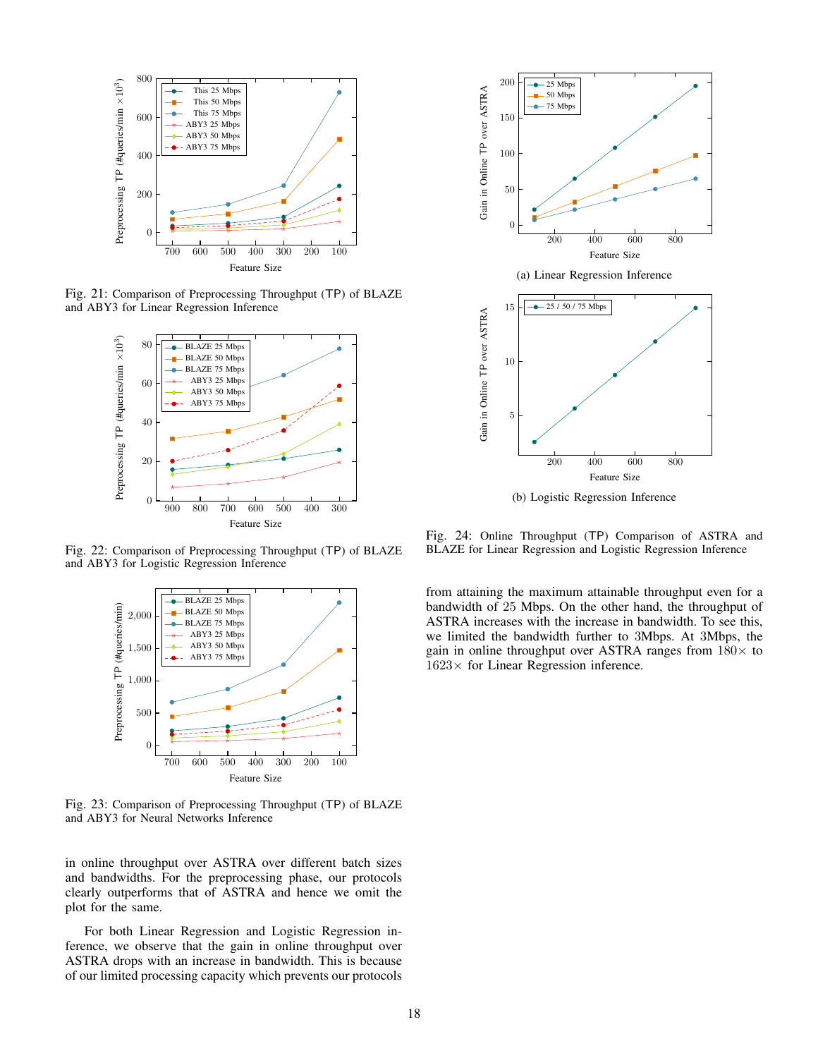Preprocessing TP (#queries/min ×10³)

800

600

400

200

0

700 600 500 400 300 200 100

Feature Size

This 25 Mbps
This 50 Mbps
This 75 Mbps
ABY3 25 Mbps
ABY3 50 Mbps
ABY3 75 Mbps

Fig. 21: Comparison of Preprocessing Throughput (TP) of BLAZE and ABY3 for Linear Regression Inference

Preprocessing TP (#queries/min ×10³)

80

60

40

20

0

900 800 700 600 500 400 300

Feature Size

BLAZE 25 Mbps
BLAZE 50 Mbps
BLAZE 75 Mbps
ABY3 25 Mbps
ABY3 50 Mbps
ABY3 75 Mbps

Fig. 22: Comparison of Preprocessing Throughput (TP) of BLAZE and ABY3 for Logistic Regression Inference

Preprocessing TP (#queries/min)

2,000

1,500

1,000

500

0

700 600 500 400 300 200 100

Feature Size

BLAZE 25 Mbps
BLAZE 50 Mbps
BLAZE 75 Mbps
ABY3 25 Mbps
ABY3 50 Mbps
ABY3 75 Mbps

Fig. 23: Comparison of Preprocessing Throughput (TP) of BLAZE and ABY3 for Neural Networks Inference

in online throughput over ASTRA over different batch sizes and bandwidths. For the preprocessing phase, our protocols clearly outperforms that of ASTRA and hence we omit the plot for the same.

For both Linear Regression and Logistic Regression inference, we observe that the gain in online throughput over ASTRA drops with an increase in bandwidth. This is because of our limited processing capacity which prevents our protocols from attaining the maximum attainable throughput even for a bandwidth of 25 Mbps. On the other hand, the throughput of ASTRA increases with the increase in bandwidth. To see this, we limited the bandwidth further to 3Mbps. At 3Mbps, the gain in online throughput over ASTRA ranges from $180\times$ to $1623\times$ for Linear Regression inference.

Gain in Online TP over ASTRA

200

150

100

50

0

200 400 600 800

Feature Size

25 Mbps
50 Mbps
75 Mbps

(a) Linear Regression Inference

Gain in Online TP over ASTRA

15

10

5

200 400 600 800

Feature Size

25 / 50 / 75 Mbps

(b) Logistic Regression Inference

Fig. 24: Online Throughput (TP) Comparison of ASTRA and BLAZE for Linear Regression and Logistic Regression Inference